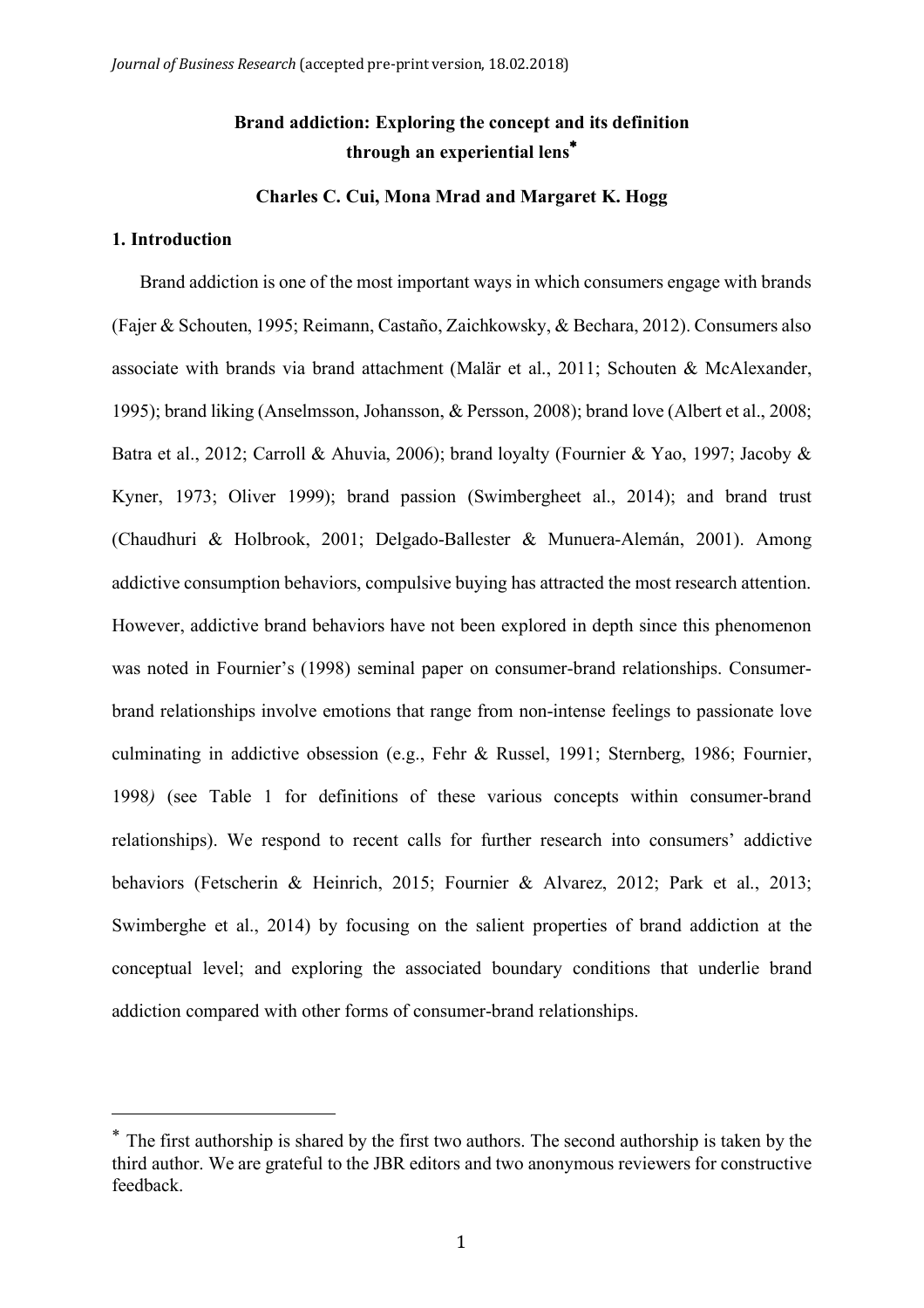# Brand addiction: Exploring the concept and its definition through an experiential lens*

**Charles C. Cui, Mona Mrad and Margaret K. Hogg**

## 1. Introduction

Brand addiction is one of the most important ways in which consumers engage with brands (Fajer & Schouten, 1995; Reimann, Castaño, Zaichkowsky, & Bechara, 2012). Consumers also associate with brands via brand attachment (Malär et al., 2011; Schouten & McAlexander, 1995); brand liking (Anselmsson, Johansson, & Persson, 2008); brand love (Albert et al., 2008; Batra et al., 2012; Carroll & Ahuvia, 2006); brand loyalty (Fournier & Yao, 1997; Jacoby & Kyner, 1973; Oliver 1999); brand passion (Swimbergheet al., 2014); and brand trust (Chaudhuri & Holbrook, 2001; Delgado-Ballester & Munuera-Alemán, 2001). Among addictive consumption behaviors, compulsive buying has attracted the most research attention. However, addictive brand behaviors have not been explored in depth since this phenomenon was noted in Fournier's (1998) seminal paper on consumer-brand relationships. Consumer-brand relationships involve emotions that range from non-intense feelings to passionate love culminating in addictive obsession (e.g., Fehr & Russel, 1991; Sternberg, 1986; Fournier, 1998*)* (see Table 1 for definitions of these various concepts within consumer-brand relationships). We respond to recent calls for further research into consumers' addictive behaviors (Fetscherin & Heinrich, 2015; Fournier & Alvarez, 2012; Park et al., 2013; Swimberghe et al., 2014) by focusing on the salient properties of brand addiction at the conceptual level; and exploring the associated boundary conditions that underlie brand addiction compared with other forms of consumer-brand relationships.

---

* The first authorship is shared by the first two authors. The second authorship is taken by the third author. We are grateful to the JBR editors and two anonymous reviewers for constructive feedback.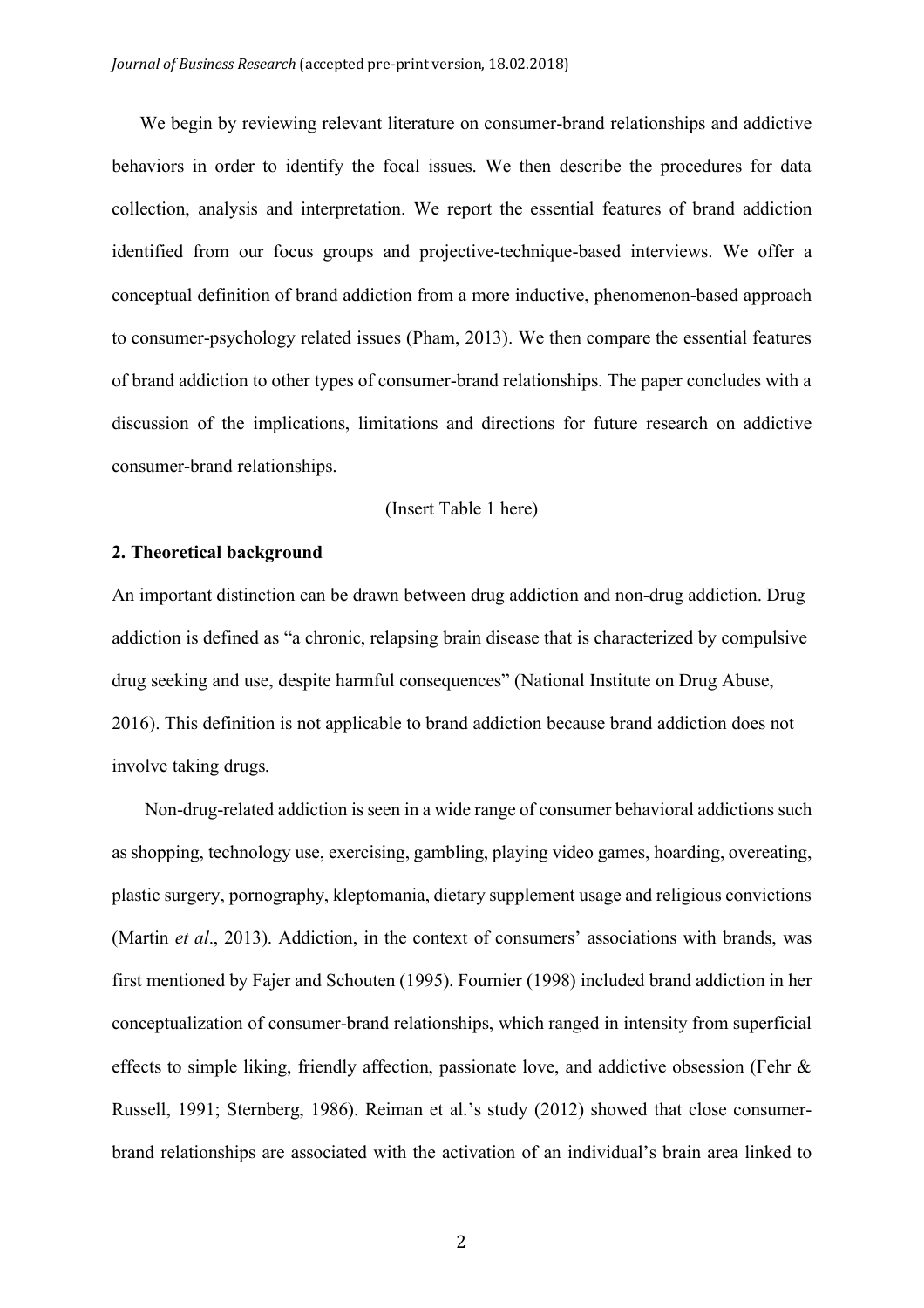We begin by reviewing relevant literature on consumer-brand relationships and addictive behaviors in order to identify the focal issues. We then describe the procedures for data collection, analysis and interpretation. We report the essential features of brand addiction identified from our focus groups and projective-technique-based interviews. We offer a conceptual definition of brand addiction from a more inductive, phenomenon-based approach to consumer-psychology related issues (Pham, 2013). We then compare the essential features of brand addiction to other types of consumer-brand relationships. The paper concludes with a discussion of the implications, limitations and directions for future research on addictive consumer-brand relationships.

(Insert Table 1 here)

## 2. Theoretical background

An important distinction can be drawn between drug addiction and non-drug addiction. Drug addiction is defined as "a chronic, relapsing brain disease that is characterized by compulsive drug seeking and use, despite harmful consequences" (National Institute on Drug Abuse, 2016). This definition is not applicable to brand addiction because brand addiction does not involve taking drugs.

Non-drug-related addiction is seen in a wide range of consumer behavioral addictions such as shopping, technology use, exercising, gambling, playing video games, hoarding, overeating, plastic surgery, pornography, kleptomania, dietary supplement usage and religious convictions (Martin *et al*., 2013). Addiction, in the context of consumers' associations with brands, was first mentioned by Fajer and Schouten (1995). Fournier (1998) included brand addiction in her conceptualization of consumer-brand relationships, which ranged in intensity from superficial effects to simple liking, friendly affection, passionate love, and addictive obsession (Fehr & Russell, 1991; Sternberg, 1986). Reiman et al.'s study (2012) showed that close consumer-brand relationships are associated with the activation of an individual's brain area linked to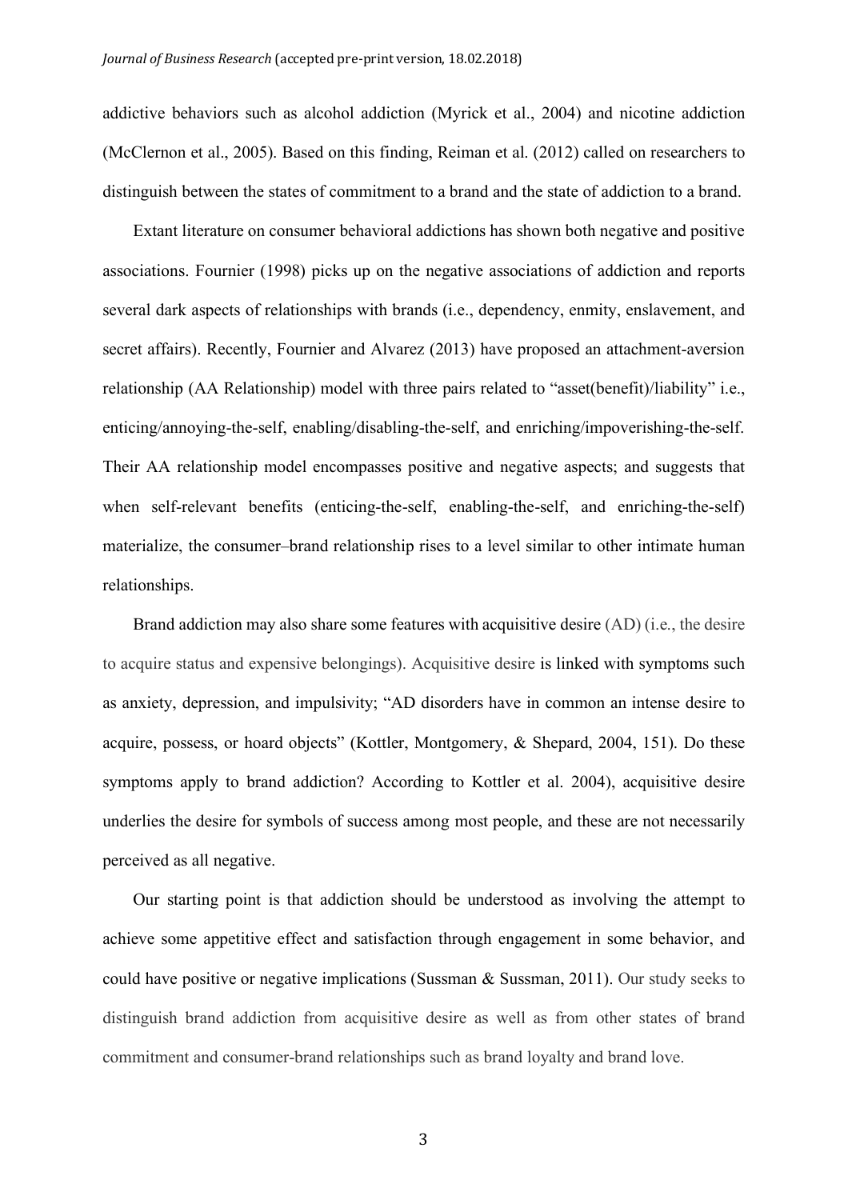addictive behaviors such as alcohol addiction (Myrick et al., 2004) and nicotine addiction (McClernon et al., 2005). Based on this finding, Reiman et al. (2012) called on researchers to distinguish between the states of commitment to a brand and the state of addiction to a brand.

Extant literature on consumer behavioral addictions has shown both negative and positive associations. Fournier (1998) picks up on the negative associations of addiction and reports several dark aspects of relationships with brands (i.e., dependency, enmity, enslavement, and secret affairs). Recently, Fournier and Alvarez (2013) have proposed an attachment-aversion relationship (AA Relationship) model with three pairs related to "asset(benefit)/liability" i.e., enticing/annoying-the-self, enabling/disabling-the-self, and enriching/impoverishing-the-self. Their AA relationship model encompasses positive and negative aspects; and suggests that when self-relevant benefits (enticing-the-self, enabling-the-self, and enriching-the-self) materialize, the consumer–brand relationship rises to a level similar to other intimate human relationships.

Brand addiction may also share some features with acquisitive desire (AD) (i.e., the desire to acquire status and expensive belongings). Acquisitive desire is linked with symptoms such as anxiety, depression, and impulsivity; "AD disorders have in common an intense desire to acquire, possess, or hoard objects" (Kottler, Montgomery, & Shepard, 2004, 151). Do these symptoms apply to brand addiction? According to Kottler et al. 2004), acquisitive desire underlies the desire for symbols of success among most people, and these are not necessarily perceived as all negative.

Our starting point is that addiction should be understood as involving the attempt to achieve some appetitive effect and satisfaction through engagement in some behavior, and could have positive or negative implications (Sussman & Sussman, 2011). Our study seeks to distinguish brand addiction from acquisitive desire as well as from other states of brand commitment and consumer-brand relationships such as brand loyalty and brand love.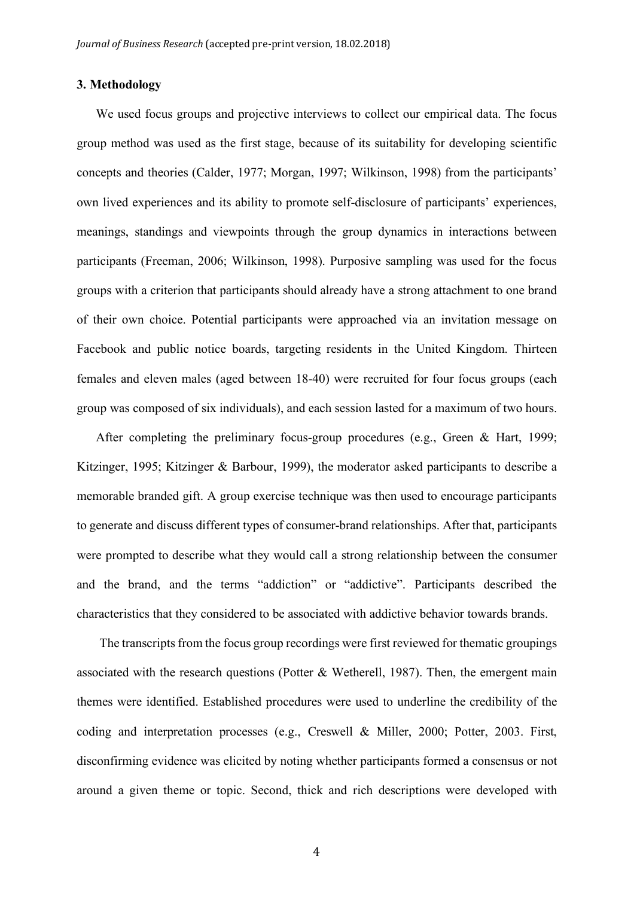### 3. Methodology

We used focus groups and projective interviews to collect our empirical data. The focus group method was used as the first stage, because of its suitability for developing scientific concepts and theories (Calder, 1977; Morgan, 1997; Wilkinson, 1998) from the participants' own lived experiences and its ability to promote self-disclosure of participants' experiences, meanings, standings and viewpoints through the group dynamics in interactions between participants (Freeman, 2006; Wilkinson, 1998). Purposive sampling was used for the focus groups with a criterion that participants should already have a strong attachment to one brand of their own choice. Potential participants were approached via an invitation message on Facebook and public notice boards, targeting residents in the United Kingdom. Thirteen females and eleven males (aged between 18-40) were recruited for four focus groups (each group was composed of six individuals), and each session lasted for a maximum of two hours.

After completing the preliminary focus-group procedures (e.g., Green & Hart, 1999; Kitzinger, 1995; Kitzinger & Barbour, 1999), the moderator asked participants to describe a memorable branded gift. A group exercise technique was then used to encourage participants to generate and discuss different types of consumer-brand relationships. After that, participants were prompted to describe what they would call a strong relationship between the consumer and the brand, and the terms "addiction" or "addictive". Participants described the characteristics that they considered to be associated with addictive behavior towards brands.

The transcripts from the focus group recordings were first reviewed for thematic groupings associated with the research questions (Potter & Wetherell, 1987). Then, the emergent main themes were identified. Established procedures were used to underline the credibility of the coding and interpretation processes (e.g., Creswell & Miller, 2000; Potter, 2003. First, disconfirming evidence was elicited by noting whether participants formed a consensus or not around a given theme or topic. Second, thick and rich descriptions were developed with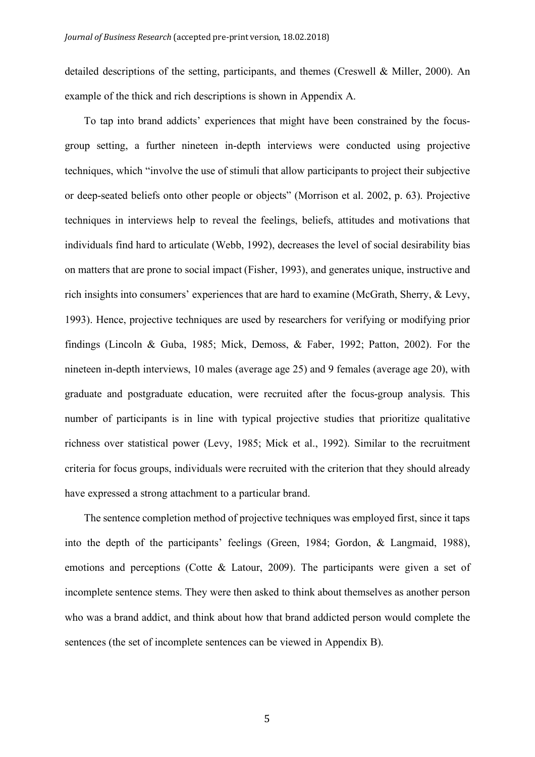detailed descriptions of the setting, participants, and themes (Creswell & Miller, 2000). An example of the thick and rich descriptions is shown in Appendix A.

To tap into brand addicts' experiences that might have been constrained by the focus-group setting, a further nineteen in-depth interviews were conducted using projective techniques, which "involve the use of stimuli that allow participants to project their subjective or deep-seated beliefs onto other people or objects" (Morrison et al. 2002, p. 63). Projective techniques in interviews help to reveal the feelings, beliefs, attitudes and motivations that individuals find hard to articulate (Webb, 1992), decreases the level of social desirability bias on matters that are prone to social impact (Fisher, 1993), and generates unique, instructive and rich insights into consumers' experiences that are hard to examine (McGrath, Sherry, & Levy, 1993). Hence, projective techniques are used by researchers for verifying or modifying prior findings (Lincoln & Guba, 1985; Mick, Demoss, & Faber, 1992; Patton, 2002). For the nineteen in-depth interviews, 10 males (average age 25) and 9 females (average age 20), with graduate and postgraduate education, were recruited after the focus-group analysis. This number of participants is in line with typical projective studies that prioritize qualitative richness over statistical power (Levy, 1985; Mick et al., 1992). Similar to the recruitment criteria for focus groups, individuals were recruited with the criterion that they should already have expressed a strong attachment to a particular brand.

The sentence completion method of projective techniques was employed first, since it taps into the depth of the participants' feelings (Green, 1984; Gordon, & Langmaid, 1988), emotions and perceptions (Cotte & Latour, 2009). The participants were given a set of incomplete sentence stems. They were then asked to think about themselves as another person who was a brand addict, and think about how that brand addicted person would complete the sentences (the set of incomplete sentences can be viewed in Appendix B).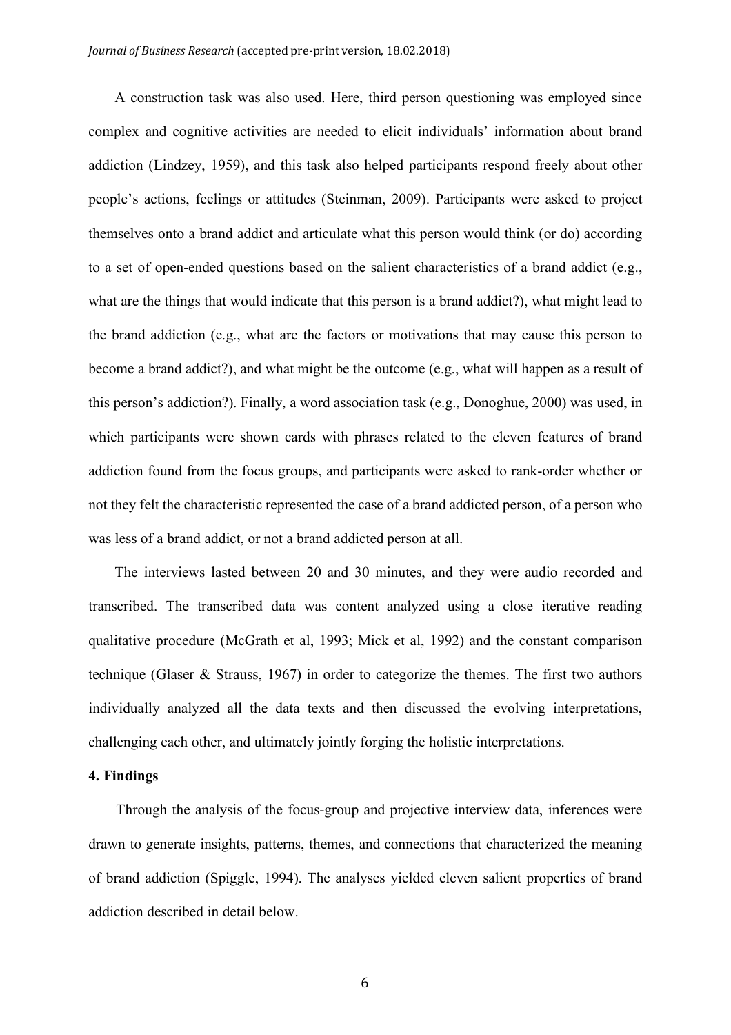A construction task was also used. Here, third person questioning was employed since complex and cognitive activities are needed to elicit individuals' information about brand addiction (Lindzey, 1959), and this task also helped participants respond freely about other people's actions, feelings or attitudes (Steinman, 2009). Participants were asked to project themselves onto a brand addict and articulate what this person would think (or do) according to a set of open-ended questions based on the salient characteristics of a brand addict (e.g., what are the things that would indicate that this person is a brand addict?), what might lead to the brand addiction (e.g., what are the factors or motivations that may cause this person to become a brand addict?), and what might be the outcome (e.g., what will happen as a result of this person's addiction?). Finally, a word association task (e.g., Donoghue, 2000) was used, in which participants were shown cards with phrases related to the eleven features of brand addiction found from the focus groups, and participants were asked to rank-order whether or not they felt the characteristic represented the case of a brand addicted person, of a person who was less of a brand addict, or not a brand addicted person at all.

The interviews lasted between 20 and 30 minutes, and they were audio recorded and transcribed. The transcribed data was content analyzed using a close iterative reading qualitative procedure (McGrath et al, 1993; Mick et al, 1992) and the constant comparison technique (Glaser & Strauss, 1967) in order to categorize the themes. The first two authors individually analyzed all the data texts and then discussed the evolving interpretations, challenging each other, and ultimately jointly forging the holistic interpretations.

## 4. Findings

Through the analysis of the focus-group and projective interview data, inferences were drawn to generate insights, patterns, themes, and connections that characterized the meaning of brand addiction (Spiggle, 1994). The analyses yielded eleven salient properties of brand addiction described in detail below.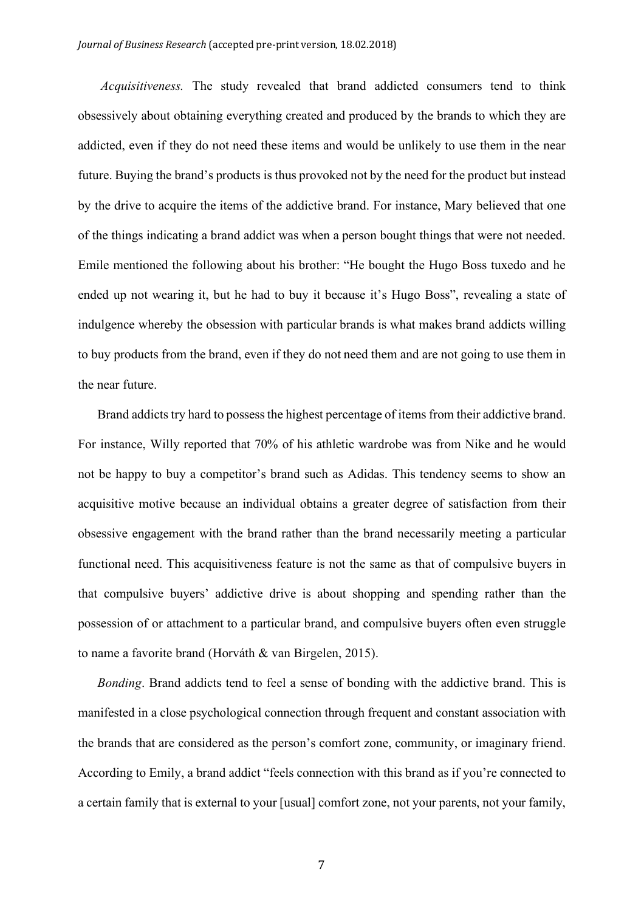*Acquisitiveness.* The study revealed that brand addicted consumers tend to think obsessively about obtaining everything created and produced by the brands to which they are addicted, even if they do not need these items and would be unlikely to use them in the near future. Buying the brand's products is thus provoked not by the need for the product but instead by the drive to acquire the items of the addictive brand. For instance, Mary believed that one of the things indicating a brand addict was when a person bought things that were not needed. Emile mentioned the following about his brother: "He bought the Hugo Boss tuxedo and he ended up not wearing it, but he had to buy it because it's Hugo Boss", revealing a state of indulgence whereby the obsession with particular brands is what makes brand addicts willing to buy products from the brand, even if they do not need them and are not going to use them in the near future.

Brand addicts try hard to possess the highest percentage of items from their addictive brand. For instance, Willy reported that 70% of his athletic wardrobe was from Nike and he would not be happy to buy a competitor's brand such as Adidas. This tendency seems to show an acquisitive motive because an individual obtains a greater degree of satisfaction from their obsessive engagement with the brand rather than the brand necessarily meeting a particular functional need. This acquisitiveness feature is not the same as that of compulsive buyers in that compulsive buyers' addictive drive is about shopping and spending rather than the possession of or attachment to a particular brand, and compulsive buyers often even struggle to name a favorite brand (Horváth & van Birgelen, 2015).

*Bonding*. Brand addicts tend to feel a sense of bonding with the addictive brand. This is manifested in a close psychological connection through frequent and constant association with the brands that are considered as the person's comfort zone, community, or imaginary friend. According to Emily, a brand addict "feels connection with this brand as if you're connected to a certain family that is external to your [usual] comfort zone, not your parents, not your family,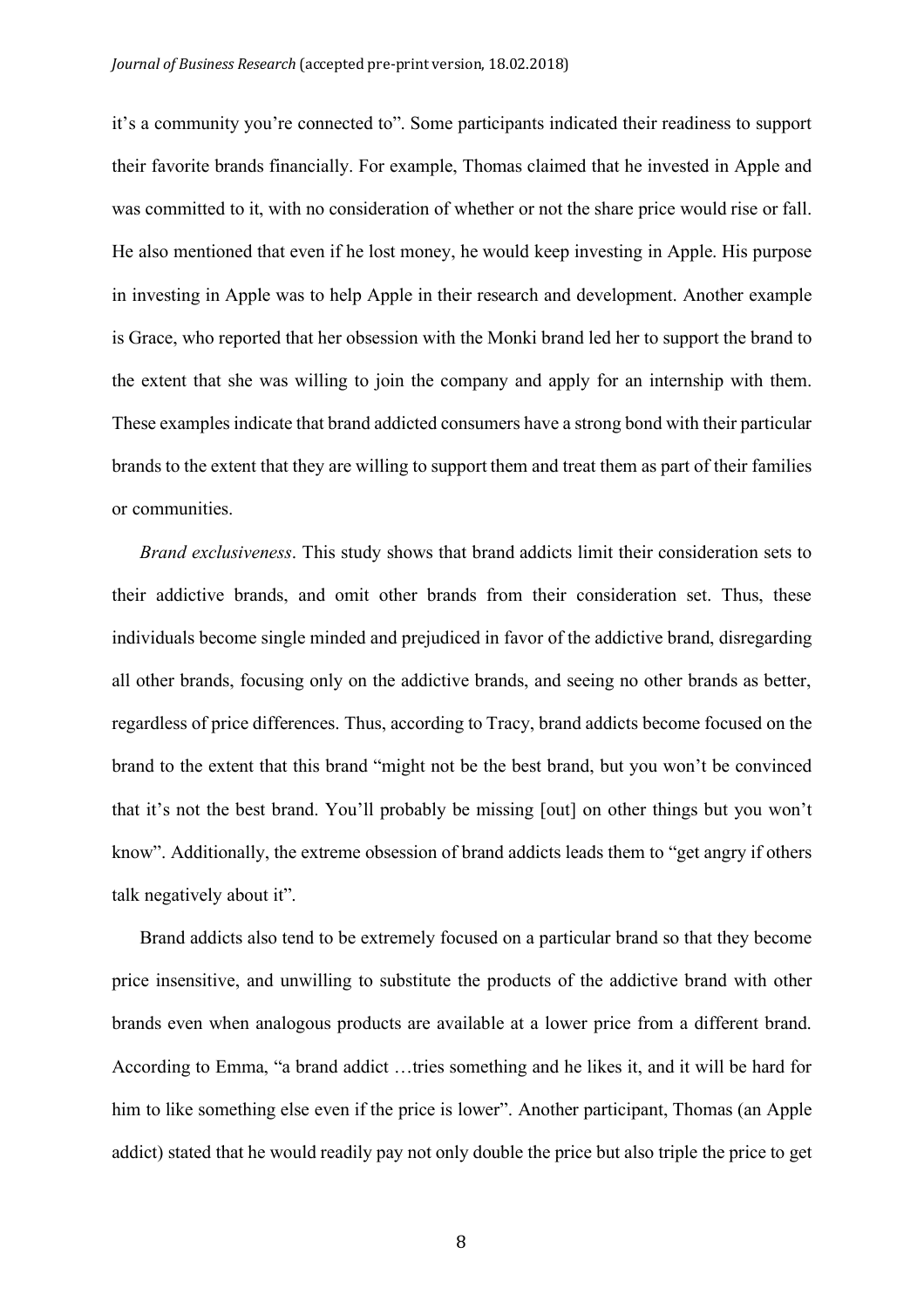it's a community you're connected to". Some participants indicated their readiness to support their favorite brands financially. For example, Thomas claimed that he invested in Apple and was committed to it, with no consideration of whether or not the share price would rise or fall. He also mentioned that even if he lost money, he would keep investing in Apple. His purpose in investing in Apple was to help Apple in their research and development. Another example is Grace, who reported that her obsession with the Monki brand led her to support the brand to the extent that she was willing to join the company and apply for an internship with them. These examples indicate that brand addicted consumers have a strong bond with their particular brands to the extent that they are willing to support them and treat them as part of their families or communities.

*Brand exclusiveness*. This study shows that brand addicts limit their consideration sets to their addictive brands, and omit other brands from their consideration set. Thus, these individuals become single minded and prejudiced in favor of the addictive brand, disregarding all other brands, focusing only on the addictive brands, and seeing no other brands as better, regardless of price differences. Thus, according to Tracy, brand addicts become focused on the brand to the extent that this brand "might not be the best brand, but you won't be convinced that it's not the best brand. You'll probably be missing [out] on other things but you won't know". Additionally, the extreme obsession of brand addicts leads them to "get angry if others talk negatively about it".

Brand addicts also tend to be extremely focused on a particular brand so that they become price insensitive, and unwilling to substitute the products of the addictive brand with other brands even when analogous products are available at a lower price from a different brand. According to Emma, "a brand addict …tries something and he likes it, and it will be hard for him to like something else even if the price is lower". Another participant, Thomas (an Apple addict) stated that he would readily pay not only double the price but also triple the price to get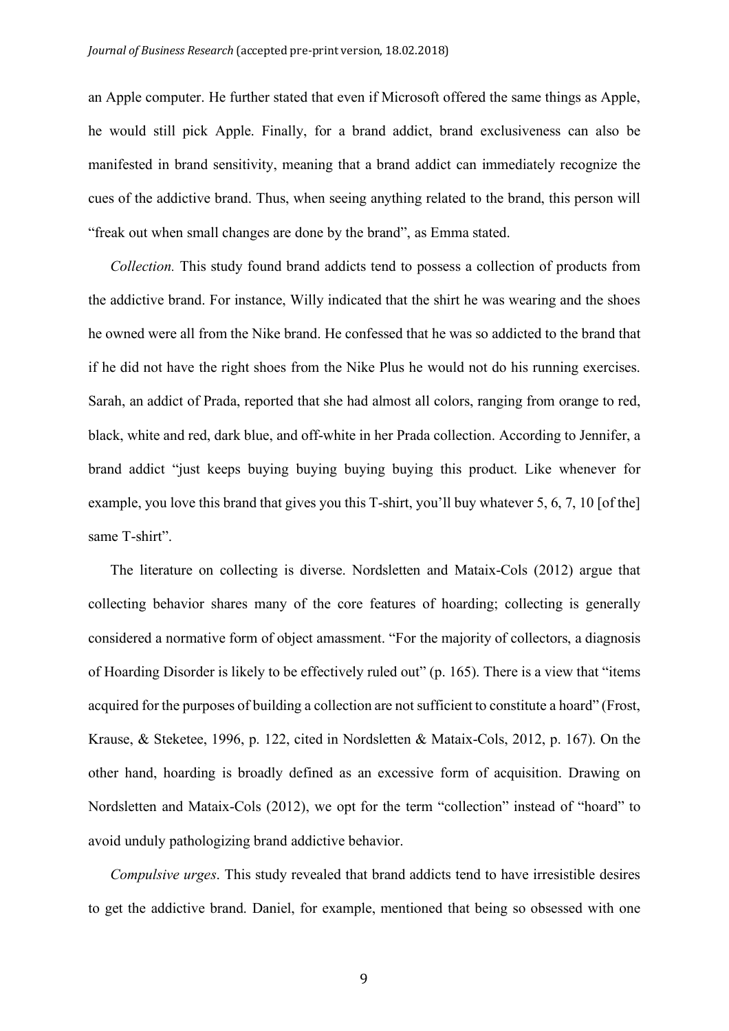an Apple computer. He further stated that even if Microsoft offered the same things as Apple, he would still pick Apple. Finally, for a brand addict, brand exclusiveness can also be manifested in brand sensitivity, meaning that a brand addict can immediately recognize the cues of the addictive brand. Thus, when seeing anything related to the brand, this person will "freak out when small changes are done by the brand", as Emma stated.

*Collection.* This study found brand addicts tend to possess a collection of products from the addictive brand. For instance, Willy indicated that the shirt he was wearing and the shoes he owned were all from the Nike brand. He confessed that he was so addicted to the brand that if he did not have the right shoes from the Nike Plus he would not do his running exercises. Sarah, an addict of Prada, reported that she had almost all colors, ranging from orange to red, black, white and red, dark blue, and off-white in her Prada collection. According to Jennifer, a brand addict "just keeps buying buying buying buying this product. Like whenever for example, you love this brand that gives you this T-shirt, you'll buy whatever 5, 6, 7, 10 [of the] same T-shirt".

The literature on collecting is diverse. Nordsletten and Mataix-Cols (2012) argue that collecting behavior shares many of the core features of hoarding; collecting is generally considered a normative form of object amassment. "For the majority of collectors, a diagnosis of Hoarding Disorder is likely to be effectively ruled out" (p. 165). There is a view that "items acquired for the purposes of building a collection are not sufficient to constitute a hoard" (Frost, Krause, & Steketee, 1996, p. 122, cited in Nordsletten & Mataix-Cols, 2012, p. 167). On the other hand, hoarding is broadly defined as an excessive form of acquisition. Drawing on Nordsletten and Mataix-Cols (2012), we opt for the term "collection" instead of "hoard" to avoid unduly pathologizing brand addictive behavior.

*Compulsive urges*. This study revealed that brand addicts tend to have irresistible desires to get the addictive brand. Daniel, for example, mentioned that being so obsessed with one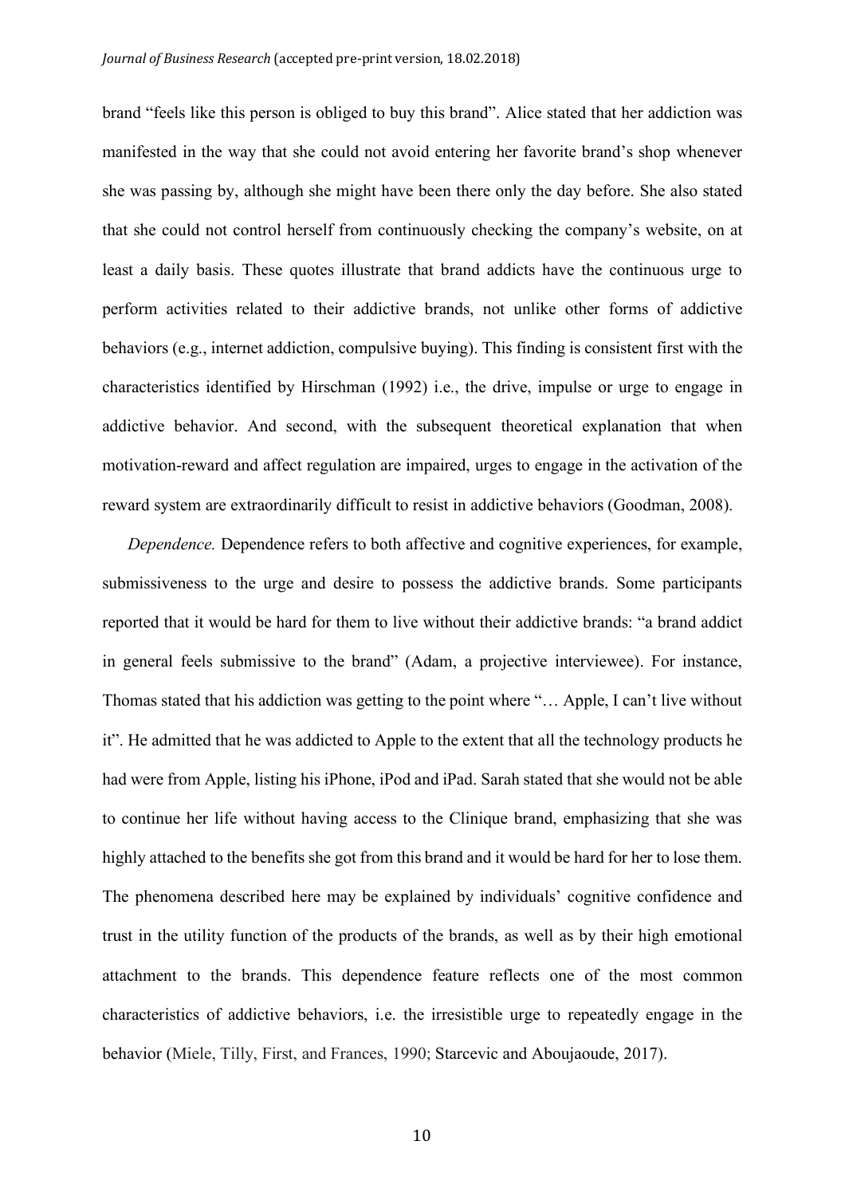brand "feels like this person is obliged to buy this brand". Alice stated that her addiction was manifested in the way that she could not avoid entering her favorite brand's shop whenever she was passing by, although she might have been there only the day before. She also stated that she could not control herself from continuously checking the company's website, on at least a daily basis. These quotes illustrate that brand addicts have the continuous urge to perform activities related to their addictive brands, not unlike other forms of addictive behaviors (e.g., internet addiction, compulsive buying). This finding is consistent first with the characteristics identified by Hirschman (1992) i.e., the drive, impulse or urge to engage in addictive behavior. And second, with the subsequent theoretical explanation that when motivation-reward and affect regulation are impaired, urges to engage in the activation of the reward system are extraordinarily difficult to resist in addictive behaviors (Goodman, 2008).

*Dependence.* Dependence refers to both affective and cognitive experiences, for example, submissiveness to the urge and desire to possess the addictive brands. Some participants reported that it would be hard for them to live without their addictive brands: "a brand addict in general feels submissive to the brand" (Adam, a projective interviewee). For instance, Thomas stated that his addiction was getting to the point where "… Apple, I can't live without it". He admitted that he was addicted to Apple to the extent that all the technology products he had were from Apple, listing his iPhone, iPod and iPad. Sarah stated that she would not be able to continue her life without having access to the Clinique brand, emphasizing that she was highly attached to the benefits she got from this brand and it would be hard for her to lose them. The phenomena described here may be explained by individuals' cognitive confidence and trust in the utility function of the products of the brands, as well as by their high emotional attachment to the brands. This dependence feature reflects one of the most common characteristics of addictive behaviors, i.e. the irresistible urge to repeatedly engage in the behavior (Miele, Tilly, First, and Frances, 1990; Starcevic and Aboujaoude, 2017).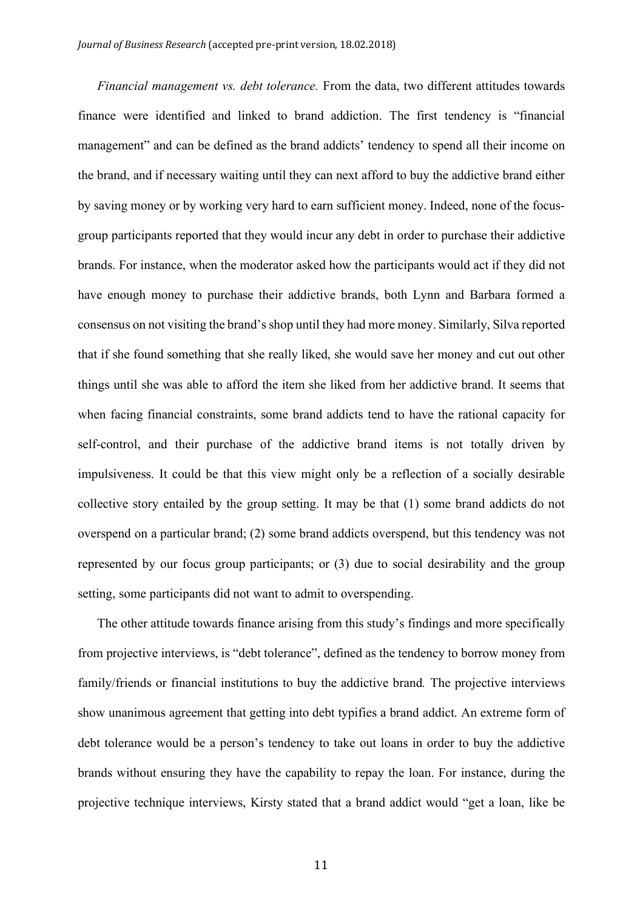*Financial management vs. debt tolerance.* From the data, two different attitudes towards finance were identified and linked to brand addiction. The first tendency is "financial management" and can be defined as the brand addicts' tendency to spend all their income on the brand, and if necessary waiting until they can next afford to buy the addictive brand either by saving money or by working very hard to earn sufficient money. Indeed, none of the focus-group participants reported that they would incur any debt in order to purchase their addictive brands. For instance, when the moderator asked how the participants would act if they did not have enough money to purchase their addictive brands, both Lynn and Barbara formed a consensus on not visiting the brand's shop until they had more money. Similarly, Silva reported that if she found something that she really liked, she would save her money and cut out other things until she was able to afford the item she liked from her addictive brand. It seems that when facing financial constraints, some brand addicts tend to have the rational capacity for self-control, and their purchase of the addictive brand items is not totally driven by impulsiveness. It could be that this view might only be a reflection of a socially desirable collective story entailed by the group setting. It may be that (1) some brand addicts do not overspend on a particular brand; (2) some brand addicts overspend, but this tendency was not represented by our focus group participants; or (3) due to social desirability and the group setting, some participants did not want to admit to overspending.

The other attitude towards finance arising from this study's findings and more specifically from projective interviews, is "debt tolerance", defined as the tendency to borrow money from family/friends or financial institutions to buy the addictive brand*.* The projective interviews show unanimous agreement that getting into debt typifies a brand addict. An extreme form of debt tolerance would be a person's tendency to take out loans in order to buy the addictive brands without ensuring they have the capability to repay the loan. For instance, during the projective technique interviews, Kirsty stated that a brand addict would "get a loan, like be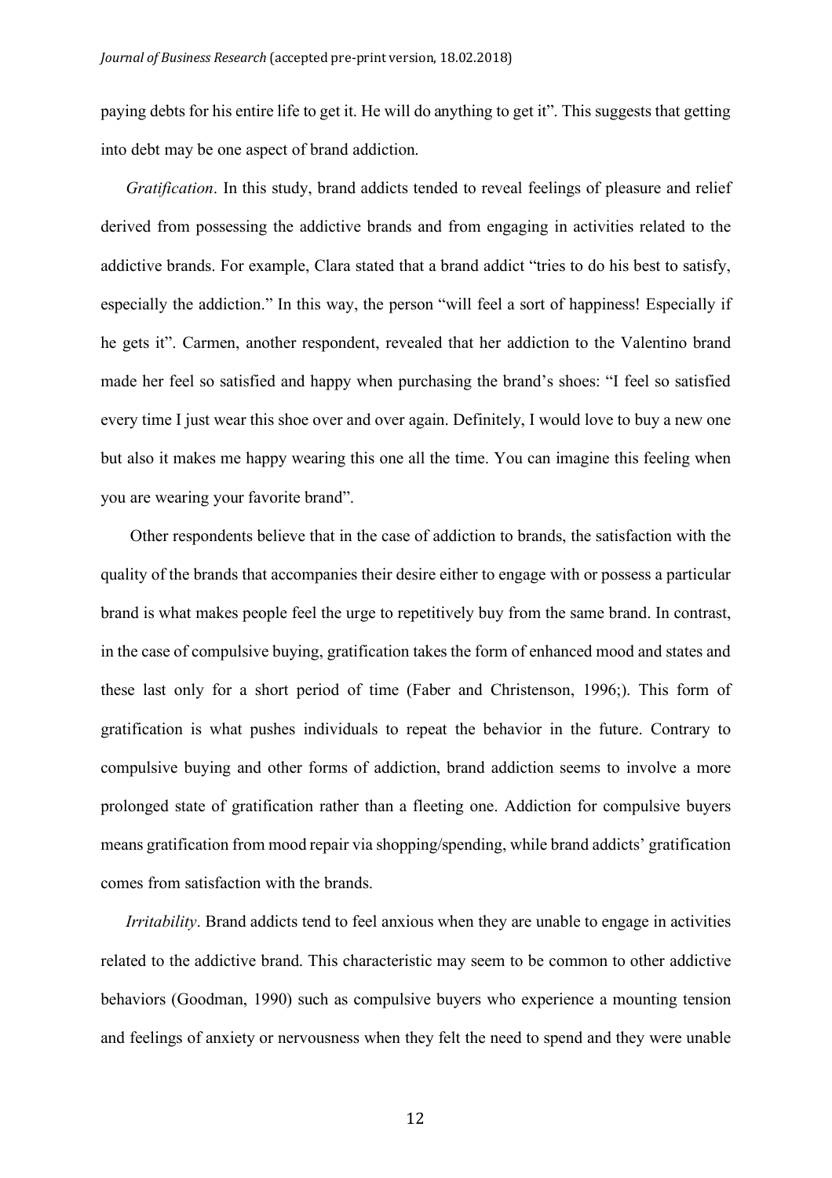paying debts for his entire life to get it. He will do anything to get it". This suggests that getting into debt may be one aspect of brand addiction.

*Gratification*. In this study, brand addicts tended to reveal feelings of pleasure and relief derived from possessing the addictive brands and from engaging in activities related to the addictive brands. For example, Clara stated that a brand addict "tries to do his best to satisfy, especially the addiction." In this way, the person "will feel a sort of happiness! Especially if he gets it". Carmen, another respondent, revealed that her addiction to the Valentino brand made her feel so satisfied and happy when purchasing the brand's shoes: "I feel so satisfied every time I just wear this shoe over and over again. Definitely, I would love to buy a new one but also it makes me happy wearing this one all the time. You can imagine this feeling when you are wearing your favorite brand".

Other respondents believe that in the case of addiction to brands, the satisfaction with the quality of the brands that accompanies their desire either to engage with or possess a particular brand is what makes people feel the urge to repetitively buy from the same brand. In contrast, in the case of compulsive buying, gratification takes the form of enhanced mood and states and these last only for a short period of time (Faber and Christenson, 1996;). This form of gratification is what pushes individuals to repeat the behavior in the future. Contrary to compulsive buying and other forms of addiction, brand addiction seems to involve a more prolonged state of gratification rather than a fleeting one. Addiction for compulsive buyers means gratification from mood repair via shopping/spending, while brand addicts' gratification comes from satisfaction with the brands.

*Irritability*. Brand addicts tend to feel anxious when they are unable to engage in activities related to the addictive brand. This characteristic may seem to be common to other addictive behaviors (Goodman, 1990) such as compulsive buyers who experience a mounting tension and feelings of anxiety or nervousness when they felt the need to spend and they were unable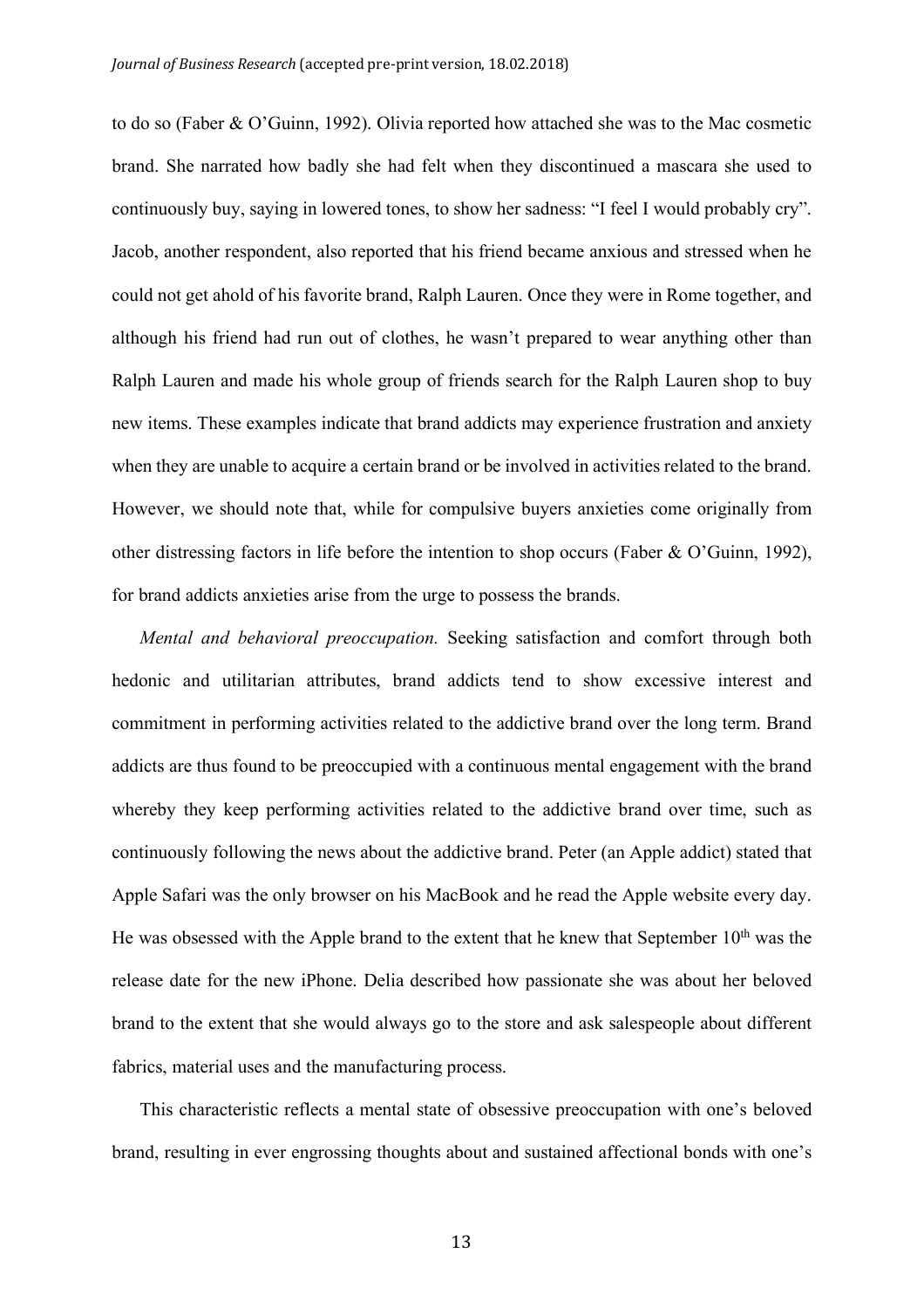to do so (Faber & O'Guinn, 1992). Olivia reported how attached she was to the Mac cosmetic brand. She narrated how badly she had felt when they discontinued a mascara she used to continuously buy, saying in lowered tones, to show her sadness: "I feel I would probably cry". Jacob, another respondent, also reported that his friend became anxious and stressed when he could not get ahold of his favorite brand, Ralph Lauren. Once they were in Rome together, and although his friend had run out of clothes, he wasn't prepared to wear anything other than Ralph Lauren and made his whole group of friends search for the Ralph Lauren shop to buy new items. These examples indicate that brand addicts may experience frustration and anxiety when they are unable to acquire a certain brand or be involved in activities related to the brand. However, we should note that, while for compulsive buyers anxieties come originally from other distressing factors in life before the intention to shop occurs (Faber & O'Guinn, 1992), for brand addicts anxieties arise from the urge to possess the brands.

*Mental and behavioral preoccupation.* Seeking satisfaction and comfort through both hedonic and utilitarian attributes, brand addicts tend to show excessive interest and commitment in performing activities related to the addictive brand over the long term. Brand addicts are thus found to be preoccupied with a continuous mental engagement with the brand whereby they keep performing activities related to the addictive brand over time, such as continuously following the news about the addictive brand. Peter (an Apple addict) stated that Apple Safari was the only browser on his MacBook and he read the Apple website every day. He was obsessed with the Apple brand to the extent that he knew that September 10th was the release date for the new iPhone. Delia described how passionate she was about her beloved brand to the extent that she would always go to the store and ask salespeople about different fabrics, material uses and the manufacturing process.

This characteristic reflects a mental state of obsessive preoccupation with one's beloved brand, resulting in ever engrossing thoughts about and sustained affectional bonds with one's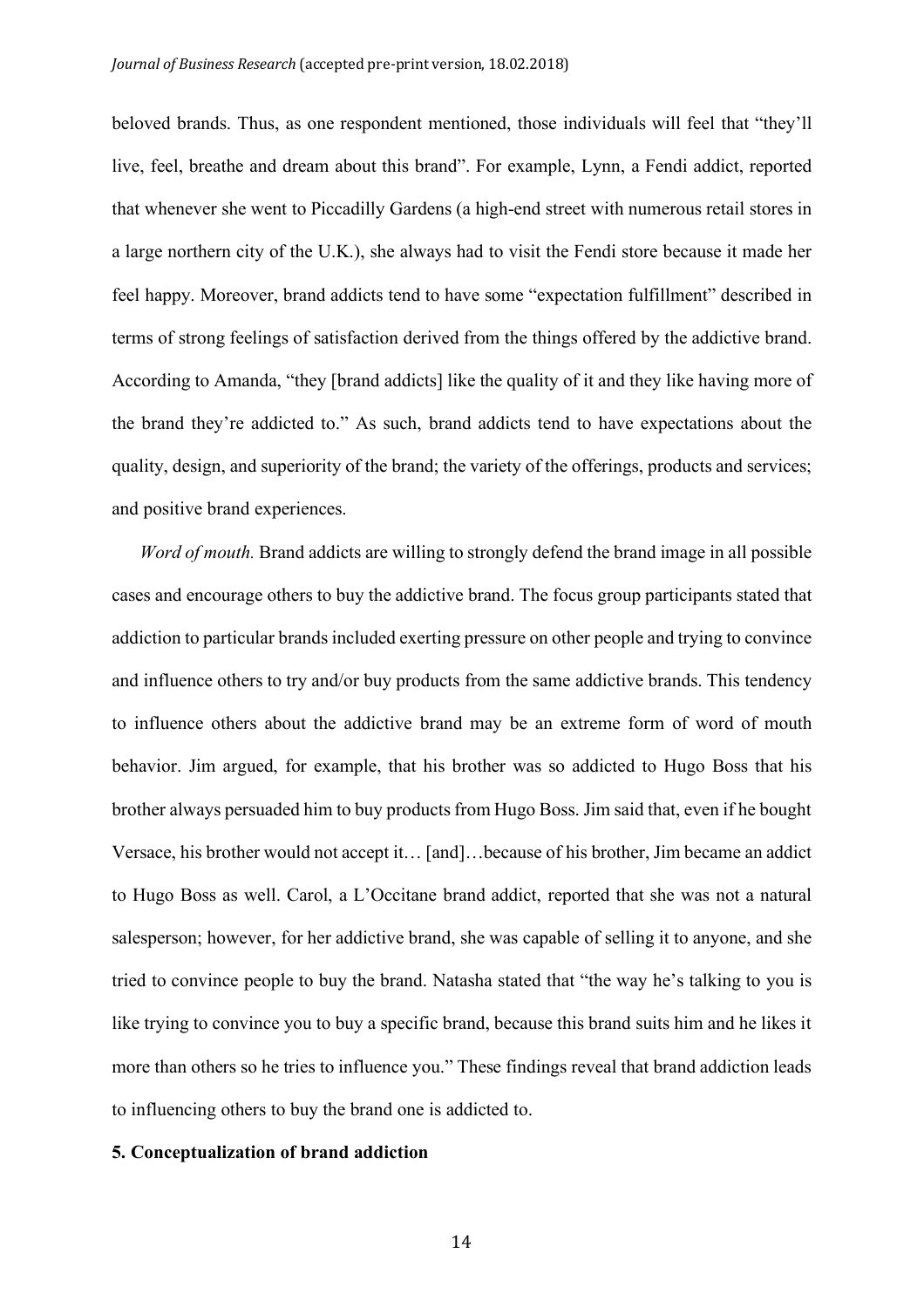beloved brands. Thus, as one respondent mentioned, those individuals will feel that "they'll live, feel, breathe and dream about this brand". For example, Lynn, a Fendi addict, reported that whenever she went to Piccadilly Gardens (a high-end street with numerous retail stores in a large northern city of the U.K.), she always had to visit the Fendi store because it made her feel happy. Moreover, brand addicts tend to have some "expectation fulfillment" described in terms of strong feelings of satisfaction derived from the things offered by the addictive brand. According to Amanda, "they [brand addicts] like the quality of it and they like having more of the brand they're addicted to." As such, brand addicts tend to have expectations about the quality, design, and superiority of the brand; the variety of the offerings, products and services; and positive brand experiences.

*Word of mouth.* Brand addicts are willing to strongly defend the brand image in all possible cases and encourage others to buy the addictive brand. The focus group participants stated that addiction to particular brands included exerting pressure on other people and trying to convince and influence others to try and/or buy products from the same addictive brands. This tendency to influence others about the addictive brand may be an extreme form of word of mouth behavior. Jim argued, for example, that his brother was so addicted to Hugo Boss that his brother always persuaded him to buy products from Hugo Boss. Jim said that, even if he bought Versace, his brother would not accept it… [and]…because of his brother, Jim became an addict to Hugo Boss as well. Carol, a L'Occitane brand addict, reported that she was not a natural salesperson; however, for her addictive brand, she was capable of selling it to anyone, and she tried to convince people to buy the brand. Natasha stated that "the way he's talking to you is like trying to convince you to buy a specific brand, because this brand suits him and he likes it more than others so he tries to influence you." These findings reveal that brand addiction leads to influencing others to buy the brand one is addicted to.

## 5. Conceptualization of brand addiction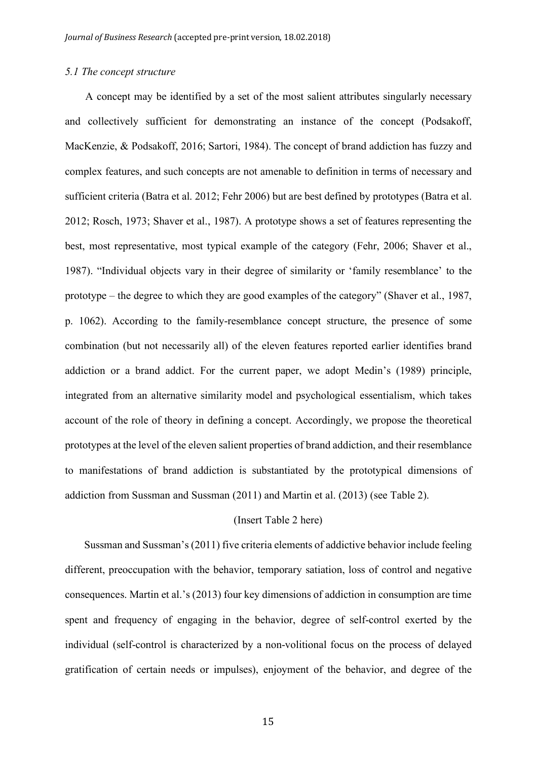### *5.1 The concept structure*

A concept may be identified by a set of the most salient attributes singularly necessary and collectively sufficient for demonstrating an instance of the concept (Podsakoff, MacKenzie, & Podsakoff, 2016; Sartori, 1984). The concept of brand addiction has fuzzy and complex features, and such concepts are not amenable to definition in terms of necessary and sufficient criteria (Batra et al. 2012; Fehr 2006) but are best defined by prototypes (Batra et al. 2012; Rosch, 1973; Shaver et al., 1987). A prototype shows a set of features representing the best, most representative, most typical example of the category (Fehr, 2006; Shaver et al., 1987). "Individual objects vary in their degree of similarity or 'family resemblance' to the prototype – the degree to which they are good examples of the category" (Shaver et al., 1987, p. 1062). According to the family-resemblance concept structure, the presence of some combination (but not necessarily all) of the eleven features reported earlier identifies brand addiction or a brand addict. For the current paper, we adopt Medin's (1989) principle, integrated from an alternative similarity model and psychological essentialism, which takes account of the role of theory in defining a concept. Accordingly, we propose the theoretical prototypes at the level of the eleven salient properties of brand addiction, and their resemblance to manifestations of brand addiction is substantiated by the prototypical dimensions of addiction from Sussman and Sussman (2011) and Martin et al. (2013) (see Table 2).

(Insert Table 2 here)

Sussman and Sussman's (2011) five criteria elements of addictive behavior include feeling different, preoccupation with the behavior, temporary satiation, loss of control and negative consequences. Martin et al.'s (2013) four key dimensions of addiction in consumption are time spent and frequency of engaging in the behavior, degree of self-control exerted by the individual (self-control is characterized by a non-volitional focus on the process of delayed gratification of certain needs or impulses), enjoyment of the behavior, and degree of the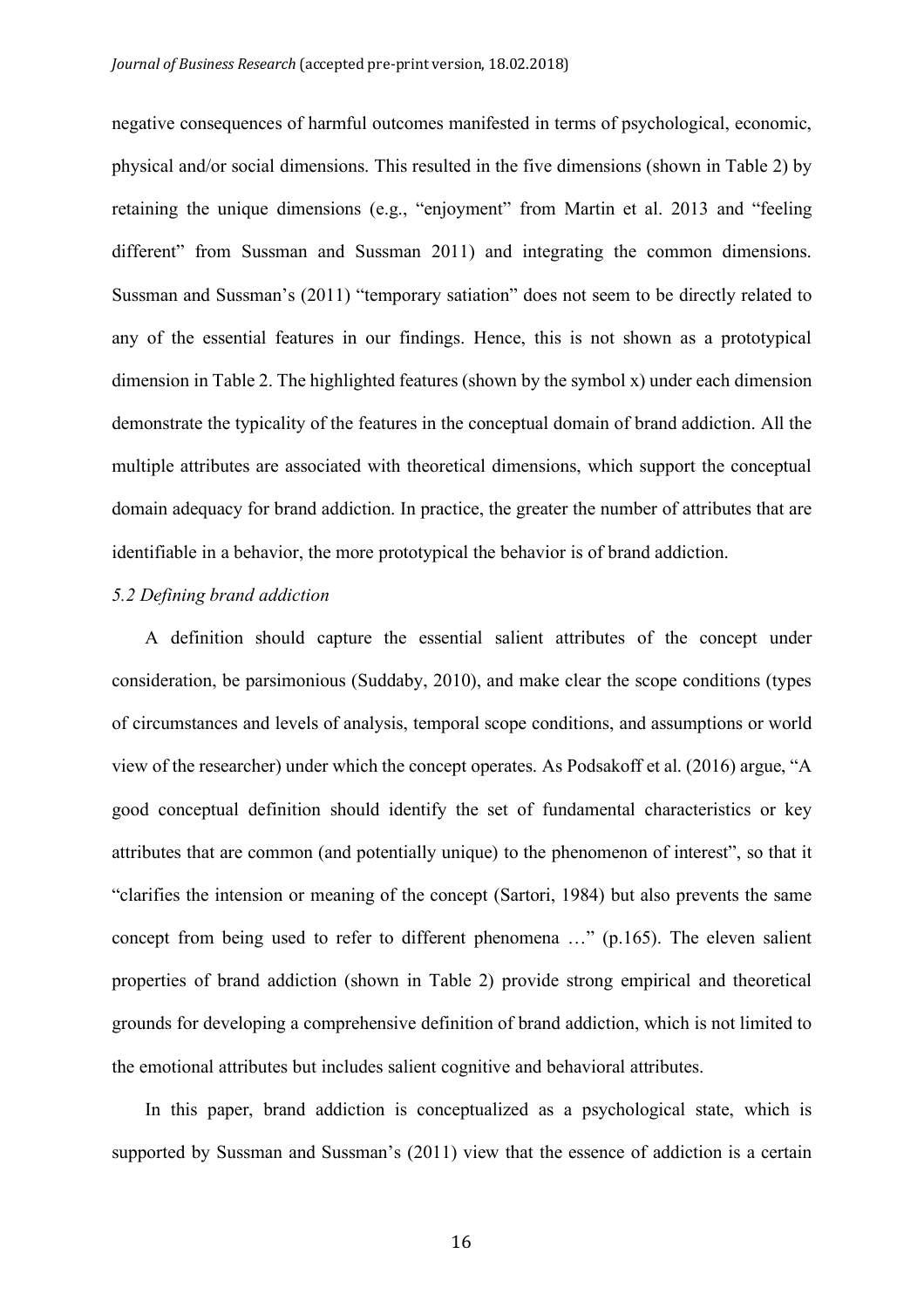negative consequences of harmful outcomes manifested in terms of psychological, economic, physical and/or social dimensions. This resulted in the five dimensions (shown in Table 2) by retaining the unique dimensions (e.g., "enjoyment" from Martin et al. 2013 and "feeling different" from Sussman and Sussman 2011) and integrating the common dimensions. Sussman and Sussman's (2011) "temporary satiation" does not seem to be directly related to any of the essential features in our findings. Hence, this is not shown as a prototypical dimension in Table 2. The highlighted features (shown by the symbol x) under each dimension demonstrate the typicality of the features in the conceptual domain of brand addiction. All the multiple attributes are associated with theoretical dimensions, which support the conceptual domain adequacy for brand addiction. In practice, the greater the number of attributes that are identifiable in a behavior, the more prototypical the behavior is of brand addiction.

### *5.2 Defining brand addiction*

A definition should capture the essential salient attributes of the concept under consideration, be parsimonious (Suddaby, 2010), and make clear the scope conditions (types of circumstances and levels of analysis, temporal scope conditions, and assumptions or world view of the researcher) under which the concept operates. As Podsakoff et al. (2016) argue, "A good conceptual definition should identify the set of fundamental characteristics or key attributes that are common (and potentially unique) to the phenomenon of interest", so that it "clarifies the intension or meaning of the concept (Sartori, 1984) but also prevents the same concept from being used to refer to different phenomena …" (p.165). The eleven salient properties of brand addiction (shown in Table 2) provide strong empirical and theoretical grounds for developing a comprehensive definition of brand addiction, which is not limited to the emotional attributes but includes salient cognitive and behavioral attributes.

In this paper, brand addiction is conceptualized as a psychological state, which is supported by Sussman and Sussman's (2011) view that the essence of addiction is a certain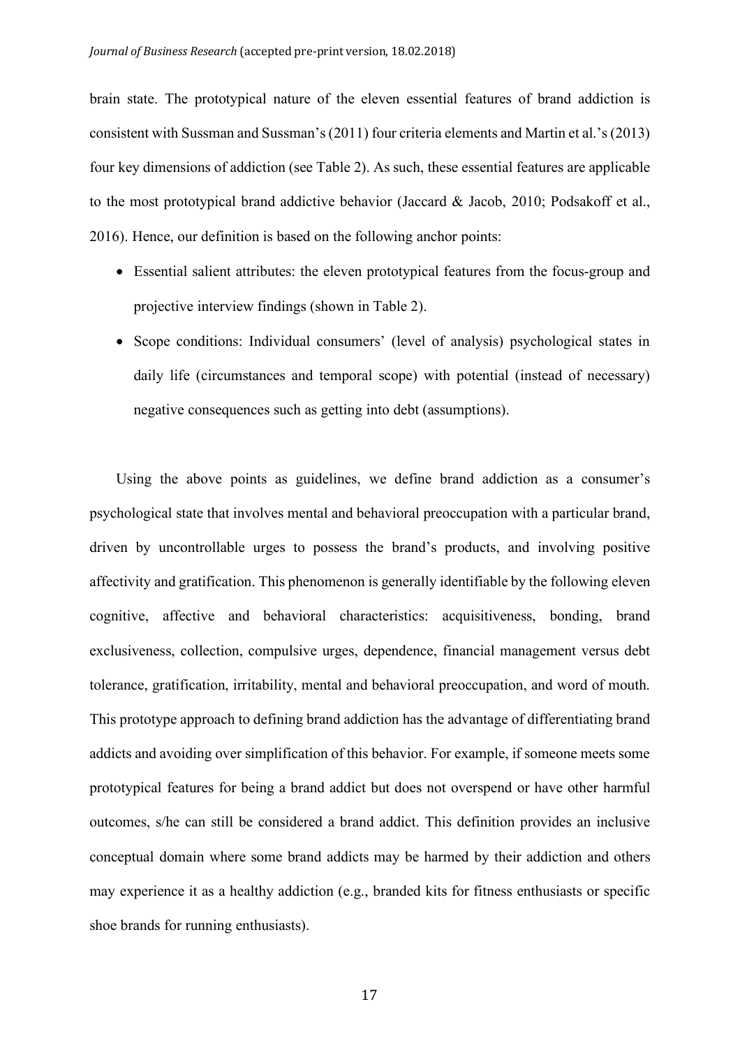brain state. The prototypical nature of the eleven essential features of brand addiction is consistent with Sussman and Sussman's (2011) four criteria elements and Martin et al.'s (2013) four key dimensions of addiction (see Table 2). As such, these essential features are applicable to the most prototypical brand addictive behavior (Jaccard & Jacob, 2010; Podsakoff et al., 2016). Hence, our definition is based on the following anchor points:

- Essential salient attributes: the eleven prototypical features from the focus-group and projective interview findings (shown in Table 2).
- Scope conditions: Individual consumers' (level of analysis) psychological states in daily life (circumstances and temporal scope) with potential (instead of necessary) negative consequences such as getting into debt (assumptions).

Using the above points as guidelines, we define brand addiction as a consumer's psychological state that involves mental and behavioral preoccupation with a particular brand, driven by uncontrollable urges to possess the brand's products, and involving positive affectivity and gratification. This phenomenon is generally identifiable by the following eleven cognitive, affective and behavioral characteristics: acquisitiveness, bonding, brand exclusiveness, collection, compulsive urges, dependence, financial management versus debt tolerance, gratification, irritability, mental and behavioral preoccupation, and word of mouth. This prototype approach to defining brand addiction has the advantage of differentiating brand addicts and avoiding over simplification of this behavior. For example, if someone meets some prototypical features for being a brand addict but does not overspend or have other harmful outcomes, s/he can still be considered a brand addict. This definition provides an inclusive conceptual domain where some brand addicts may be harmed by their addiction and others may experience it as a healthy addiction (e.g., branded kits for fitness enthusiasts or specific shoe brands for running enthusiasts).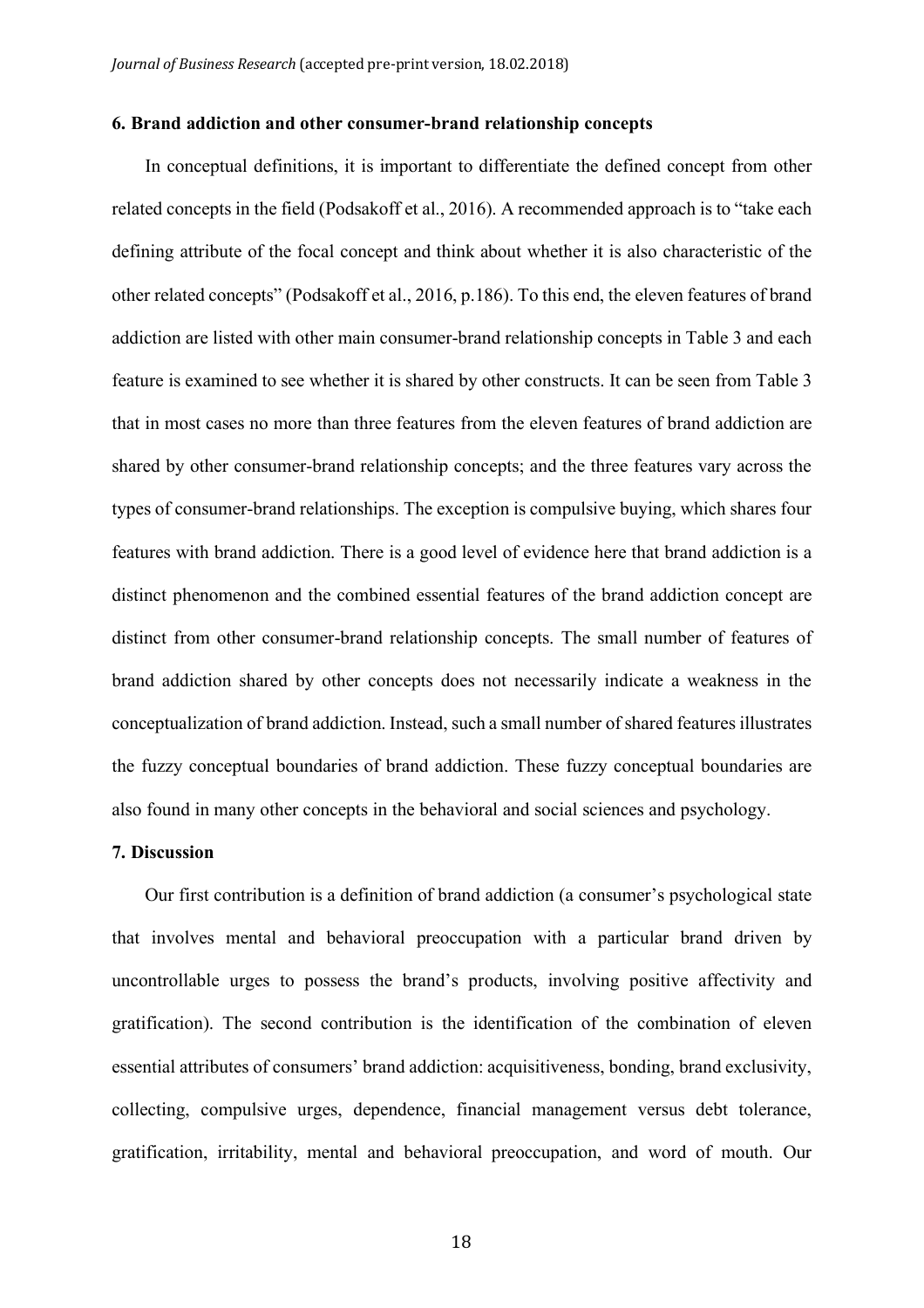## 6. Brand addiction and other consumer-brand relationship concepts

In conceptual definitions, it is important to differentiate the defined concept from other related concepts in the field (Podsakoff et al., 2016). A recommended approach is to "take each defining attribute of the focal concept and think about whether it is also characteristic of the other related concepts" (Podsakoff et al., 2016, p.186). To this end, the eleven features of brand addiction are listed with other main consumer-brand relationship concepts in Table 3 and each feature is examined to see whether it is shared by other constructs. It can be seen from Table 3 that in most cases no more than three features from the eleven features of brand addiction are shared by other consumer-brand relationship concepts; and the three features vary across the types of consumer-brand relationships. The exception is compulsive buying, which shares four features with brand addiction. There is a good level of evidence here that brand addiction is a distinct phenomenon and the combined essential features of the brand addiction concept are distinct from other consumer-brand relationship concepts. The small number of features of brand addiction shared by other concepts does not necessarily indicate a weakness in the conceptualization of brand addiction. Instead, such a small number of shared features illustrates the fuzzy conceptual boundaries of brand addiction. These fuzzy conceptual boundaries are also found in many other concepts in the behavioral and social sciences and psychology.

## 7. Discussion

Our first contribution is a definition of brand addiction (a consumer's psychological state that involves mental and behavioral preoccupation with a particular brand driven by uncontrollable urges to possess the brand's products, involving positive affectivity and gratification). The second contribution is the identification of the combination of eleven essential attributes of consumers' brand addiction: acquisitiveness, bonding, brand exclusivity, collecting, compulsive urges, dependence, financial management versus debt tolerance, gratification, irritability, mental and behavioral preoccupation, and word of mouth. Our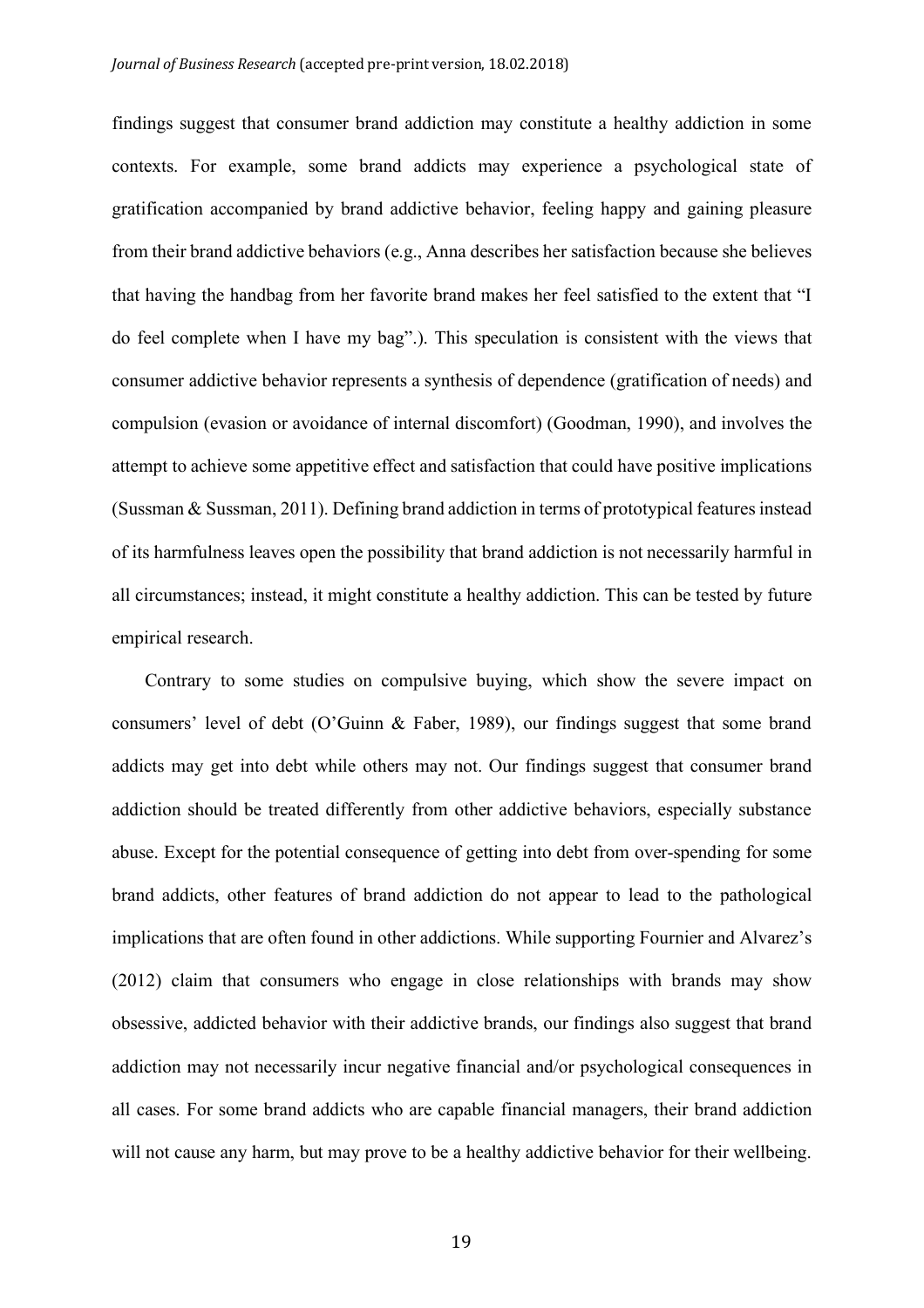findings suggest that consumer brand addiction may constitute a healthy addiction in some contexts. For example, some brand addicts may experience a psychological state of gratification accompanied by brand addictive behavior, feeling happy and gaining pleasure from their brand addictive behaviors (e.g., Anna describes her satisfaction because she believes that having the handbag from her favorite brand makes her feel satisfied to the extent that "I do feel complete when I have my bag".). This speculation is consistent with the views that consumer addictive behavior represents a synthesis of dependence (gratification of needs) and compulsion (evasion or avoidance of internal discomfort) (Goodman, 1990), and involves the attempt to achieve some appetitive effect and satisfaction that could have positive implications (Sussman & Sussman, 2011). Defining brand addiction in terms of prototypical features instead of its harmfulness leaves open the possibility that brand addiction is not necessarily harmful in all circumstances; instead, it might constitute a healthy addiction. This can be tested by future empirical research.

Contrary to some studies on compulsive buying, which show the severe impact on consumers' level of debt (O'Guinn & Faber, 1989), our findings suggest that some brand addicts may get into debt while others may not. Our findings suggest that consumer brand addiction should be treated differently from other addictive behaviors, especially substance abuse. Except for the potential consequence of getting into debt from over-spending for some brand addicts, other features of brand addiction do not appear to lead to the pathological implications that are often found in other addictions. While supporting Fournier and Alvarez's (2012) claim that consumers who engage in close relationships with brands may show obsessive, addicted behavior with their addictive brands, our findings also suggest that brand addiction may not necessarily incur negative financial and/or psychological consequences in all cases. For some brand addicts who are capable financial managers, their brand addiction will not cause any harm, but may prove to be a healthy addictive behavior for their wellbeing.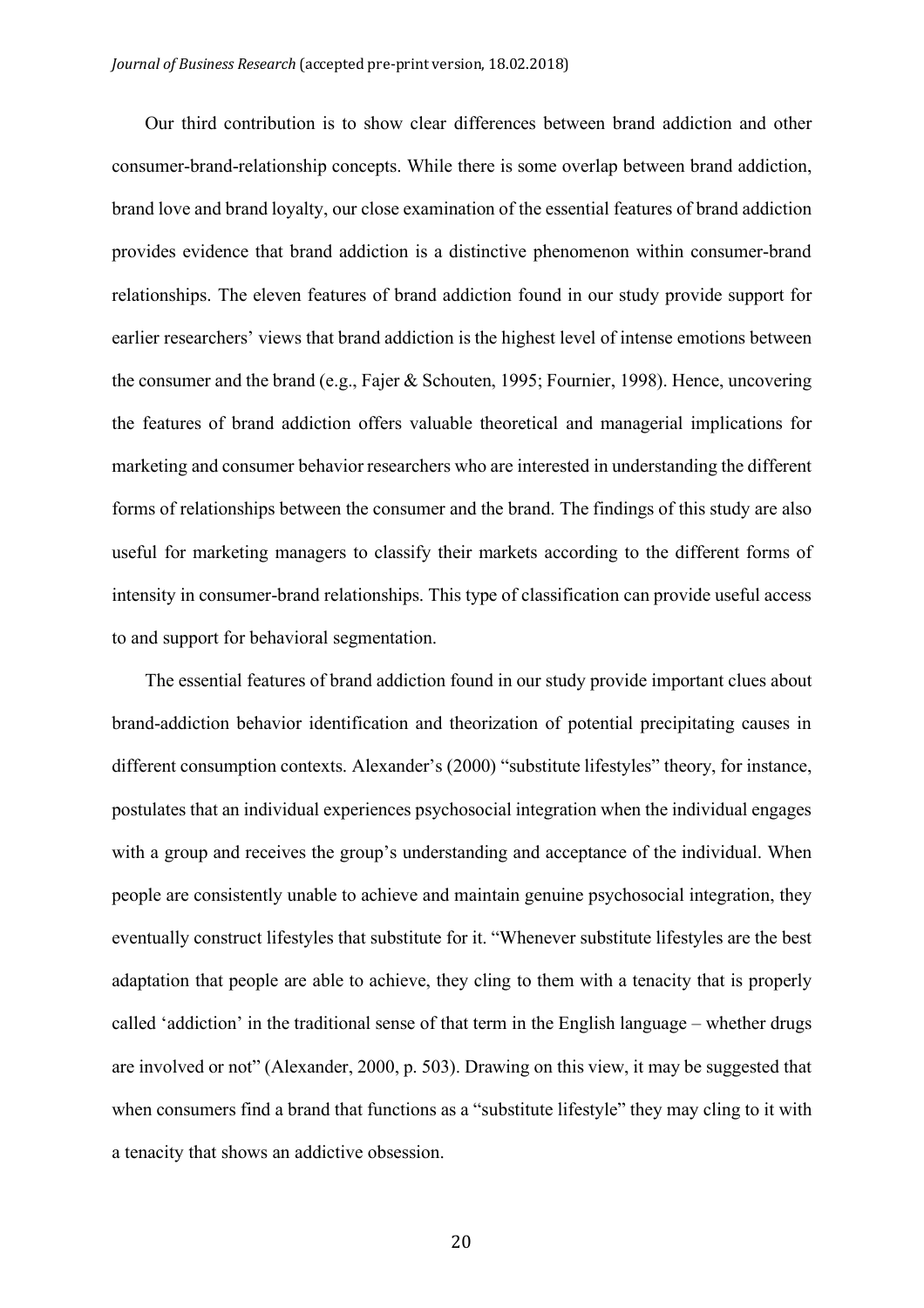Our third contribution is to show clear differences between brand addiction and other consumer-brand-relationship concepts. While there is some overlap between brand addiction, brand love and brand loyalty, our close examination of the essential features of brand addiction provides evidence that brand addiction is a distinctive phenomenon within consumer-brand relationships. The eleven features of brand addiction found in our study provide support for earlier researchers' views that brand addiction is the highest level of intense emotions between the consumer and the brand (e.g., Fajer & Schouten, 1995; Fournier, 1998). Hence, uncovering the features of brand addiction offers valuable theoretical and managerial implications for marketing and consumer behavior researchers who are interested in understanding the different forms of relationships between the consumer and the brand. The findings of this study are also useful for marketing managers to classify their markets according to the different forms of intensity in consumer-brand relationships. This type of classification can provide useful access to and support for behavioral segmentation.

The essential features of brand addiction found in our study provide important clues about brand-addiction behavior identification and theorization of potential precipitating causes in different consumption contexts. Alexander's (2000) "substitute lifestyles" theory, for instance, postulates that an individual experiences psychosocial integration when the individual engages with a group and receives the group's understanding and acceptance of the individual. When people are consistently unable to achieve and maintain genuine psychosocial integration, they eventually construct lifestyles that substitute for it. "Whenever substitute lifestyles are the best adaptation that people are able to achieve, they cling to them with a tenacity that is properly called 'addiction' in the traditional sense of that term in the English language – whether drugs are involved or not" (Alexander, 2000, p. 503). Drawing on this view, it may be suggested that when consumers find a brand that functions as a "substitute lifestyle" they may cling to it with a tenacity that shows an addictive obsession.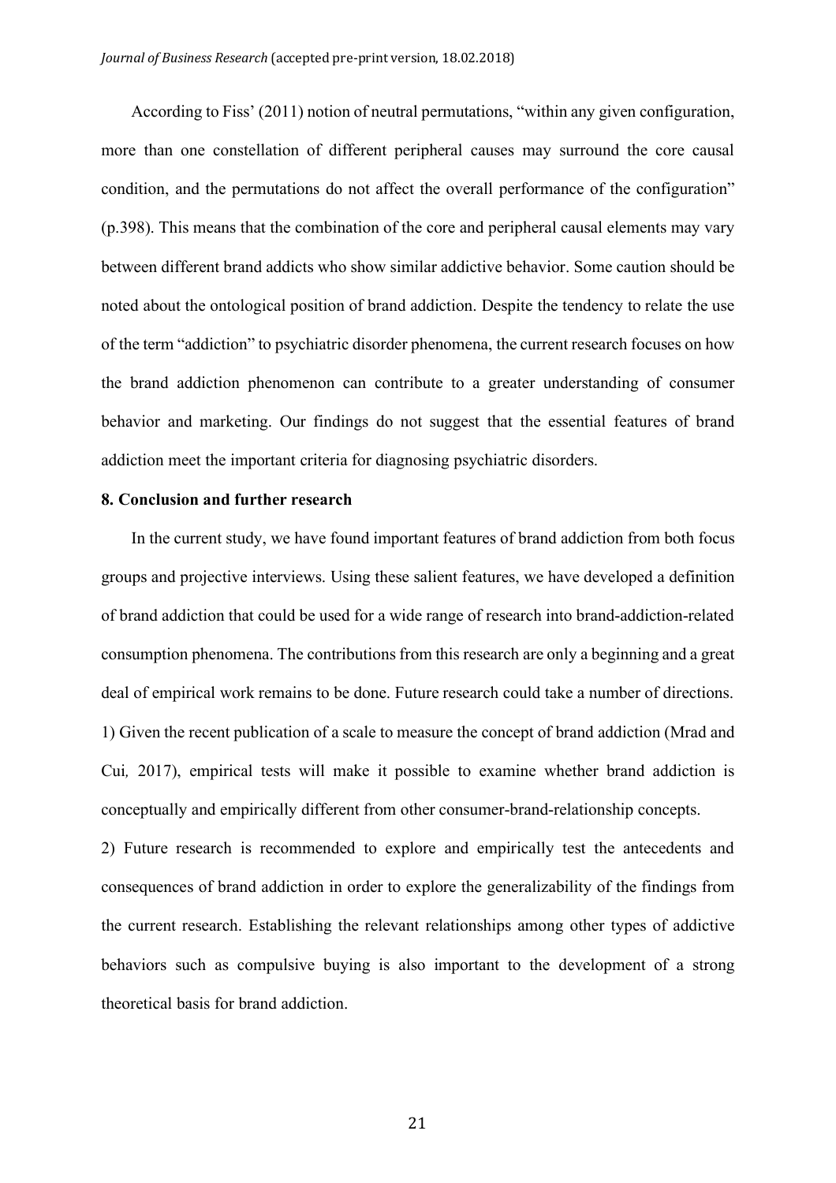According to Fiss' (2011) notion of neutral permutations, "within any given configuration, more than one constellation of different peripheral causes may surround the core causal condition, and the permutations do not affect the overall performance of the configuration" (p.398). This means that the combination of the core and peripheral causal elements may vary between different brand addicts who show similar addictive behavior. Some caution should be noted about the ontological position of brand addiction. Despite the tendency to relate the use of the term "addiction" to psychiatric disorder phenomena, the current research focuses on how the brand addiction phenomenon can contribute to a greater understanding of consumer behavior and marketing. Our findings do not suggest that the essential features of brand addiction meet the important criteria for diagnosing psychiatric disorders.

## 8. Conclusion and further research

In the current study, we have found important features of brand addiction from both focus groups and projective interviews. Using these salient features, we have developed a definition of brand addiction that could be used for a wide range of research into brand-addiction-related consumption phenomena. The contributions from this research are only a beginning and a great deal of empirical work remains to be done. Future research could take a number of directions.

1) Given the recent publication of a scale to measure the concept of brand addiction (Mrad and Cui, 2017), empirical tests will make it possible to examine whether brand addiction is conceptually and empirically different from other consumer-brand-relationship concepts.

2) Future research is recommended to explore and empirically test the antecedents and consequences of brand addiction in order to explore the generalizability of the findings from the current research. Establishing the relevant relationships among other types of addictive behaviors such as compulsive buying is also important to the development of a strong theoretical basis for brand addiction.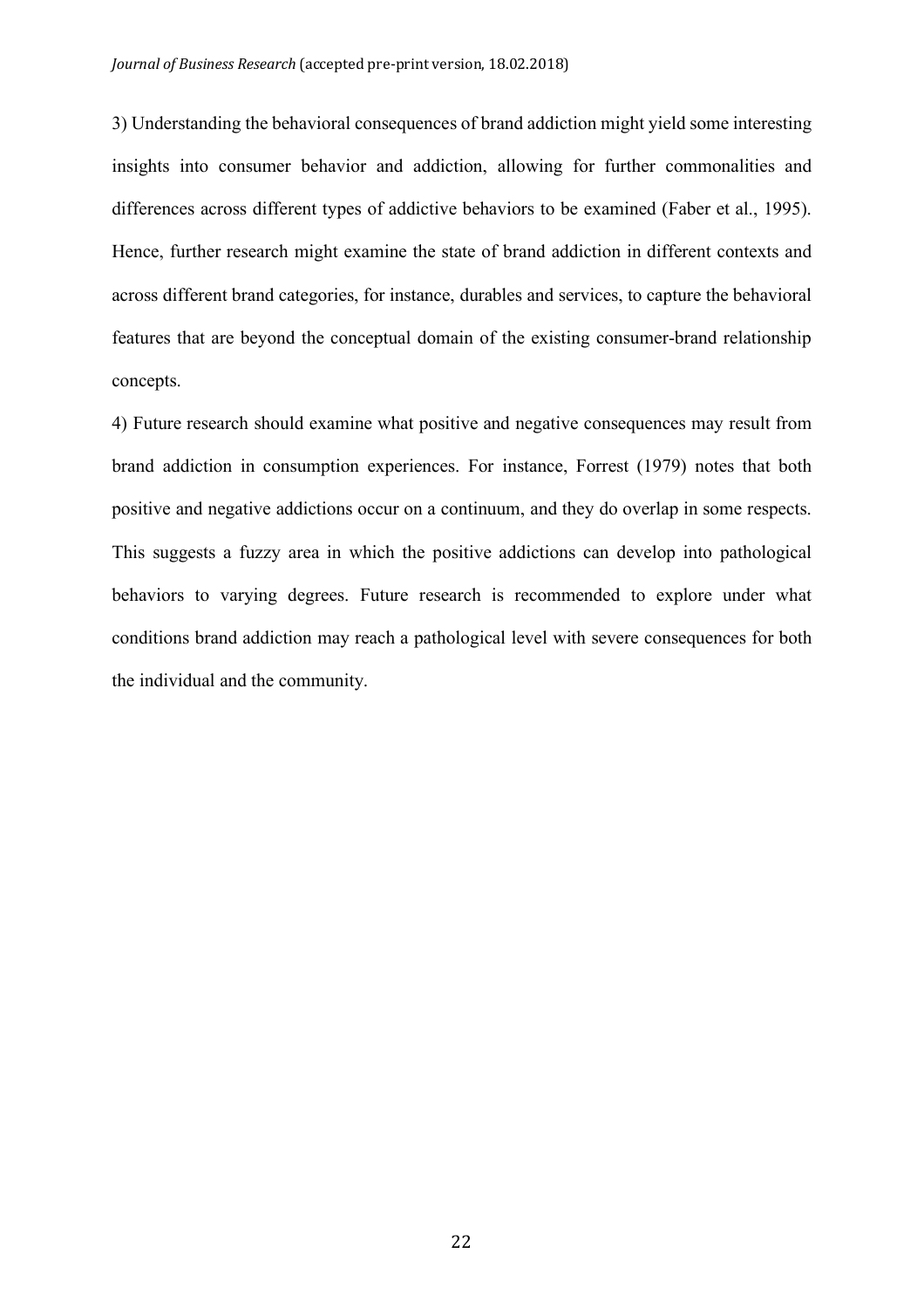3) Understanding the behavioral consequences of brand addiction might yield some interesting insights into consumer behavior and addiction, allowing for further commonalities and differences across different types of addictive behaviors to be examined (Faber et al., 1995). Hence, further research might examine the state of brand addiction in different contexts and across different brand categories, for instance, durables and services, to capture the behavioral features that are beyond the conceptual domain of the existing consumer-brand relationship concepts.

4) Future research should examine what positive and negative consequences may result from brand addiction in consumption experiences. For instance, Forrest (1979) notes that both positive and negative addictions occur on a continuum, and they do overlap in some respects. This suggests a fuzzy area in which the positive addictions can develop into pathological behaviors to varying degrees. Future research is recommended to explore under what conditions brand addiction may reach a pathological level with severe consequences for both the individual and the community.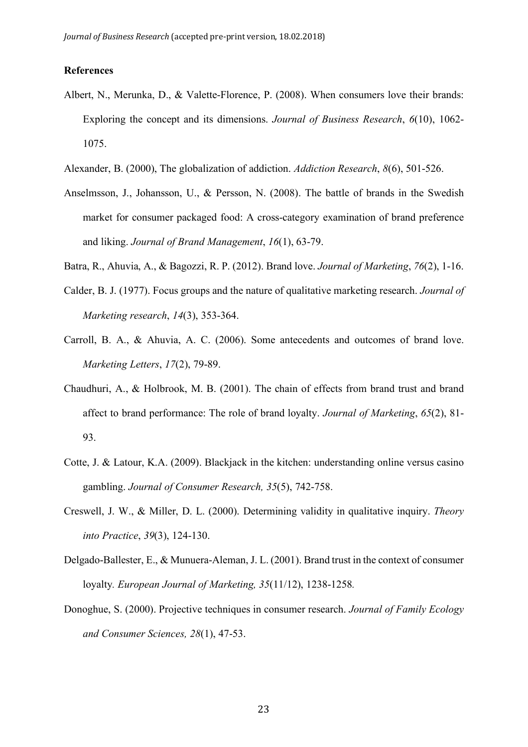**References**

Albert, N., Merunka, D., & Valette-Florence, P. (2008). When consumers love their brands: Exploring the concept and its dimensions. *Journal of Business Research*, *6*(10), 1062-1075.

Alexander, B. (2000), The globalization of addiction. *Addiction Research*, *8*(6), 501-526.

Anselmsson, J., Johansson, U., & Persson, N. (2008). The battle of brands in the Swedish market for consumer packaged food: A cross-category examination of brand preference and liking. *Journal of Brand Management*, *16*(1), 63-79.

Batra, R., Ahuvia, A., & Bagozzi, R. P. (2012). Brand love. *Journal of Marketing*, *76*(2), 1-16.

Calder, B. J. (1977). Focus groups and the nature of qualitative marketing research. *Journal of Marketing research*, *14*(3), 353-364.

Carroll, B. A., & Ahuvia, A. C. (2006). Some antecedents and outcomes of brand love. *Marketing Letters*, *17*(2), 79-89.

Chaudhuri, A., & Holbrook, M. B. (2001). The chain of effects from brand trust and brand affect to brand performance: The role of brand loyalty. *Journal of Marketing*, *65*(2), 81-93.

Cotte, J. & Latour, K.A. (2009). Blackjack in the kitchen: understanding online versus casino gambling. *Journal of Consumer Research, 35*(5), 742-758.

Creswell, J. W., & Miller, D. L. (2000). Determining validity in qualitative inquiry. *Theory into Practice*, *39*(3), 124-130.

Delgado-Ballester, E., & Munuera-Aleman, J. L. (2001). Brand trust in the context of consumer loyalty. *European Journal of Marketing, 35*(11/12), 1238-1258.

Donoghue, S. (2000). Projective techniques in consumer research. *Journal of Family Ecology and Consumer Sciences, 28*(1), 47-53.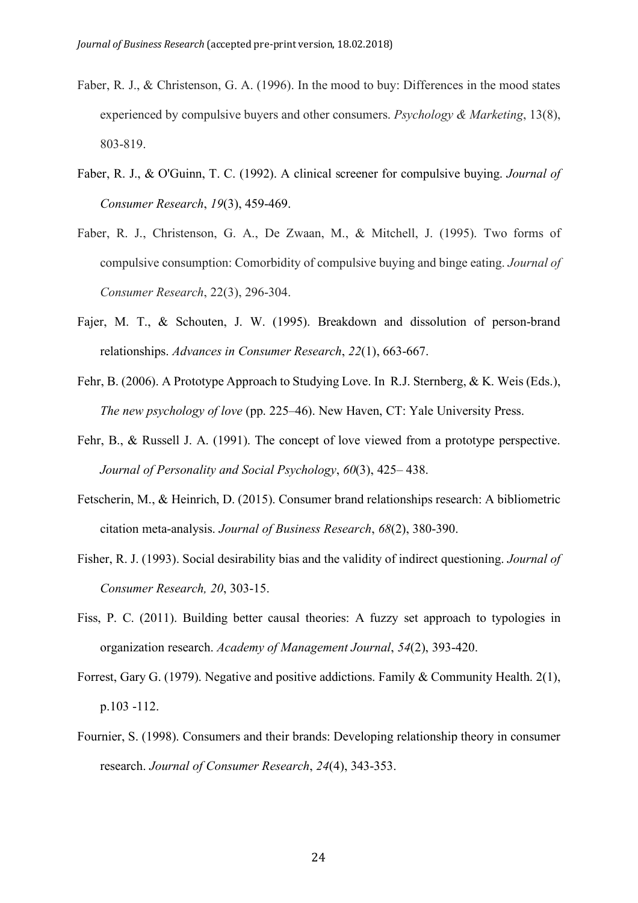Faber, R. J., & Christenson, G. A. (1996). In the mood to buy: Differences in the mood states experienced by compulsive buyers and other consumers. *Psychology & Marketing*, 13(8), 803-819.

Faber, R. J., & O'Guinn, T. C. (1992). A clinical screener for compulsive buying. *Journal of Consumer Research*, *19*(3), 459-469.

Faber, R. J., Christenson, G. A., De Zwaan, M., & Mitchell, J. (1995). Two forms of compulsive consumption: Comorbidity of compulsive buying and binge eating. *Journal of Consumer Research*, 22(3), 296-304.

Fajer, M. T., & Schouten, J. W. (1995). Breakdown and dissolution of person-brand relationships. *Advances in Consumer Research*, *22*(1), 663-667.

Fehr, B. (2006). A Prototype Approach to Studying Love. In R.J. Sternberg, & K. Weis (Eds.), *The new psychology of love* (pp. 225–46). New Haven, CT: Yale University Press.

Fehr, B., & Russell J. A. (1991). The concept of love viewed from a prototype perspective. *Journal of Personality and Social Psychology*, *60*(3), 425– 438.

Fetscherin, M., & Heinrich, D. (2015). Consumer brand relationships research: A bibliometric citation meta-analysis. *Journal of Business Research*, *68*(2), 380-390.

Fisher, R. J. (1993). Social desirability bias and the validity of indirect questioning. *Journal of Consumer Research, 20*, 303-15.

Fiss, P. C. (2011). Building better causal theories: A fuzzy set approach to typologies in organization research. *Academy of Management Journal*, *54*(2), 393-420.

Forrest, Gary G. (1979). Negative and positive addictions. Family & Community Health. 2(1), p.103 -112.

Fournier, S. (1998). Consumers and their brands: Developing relationship theory in consumer research. *Journal of Consumer Research*, *24*(4), 343-353.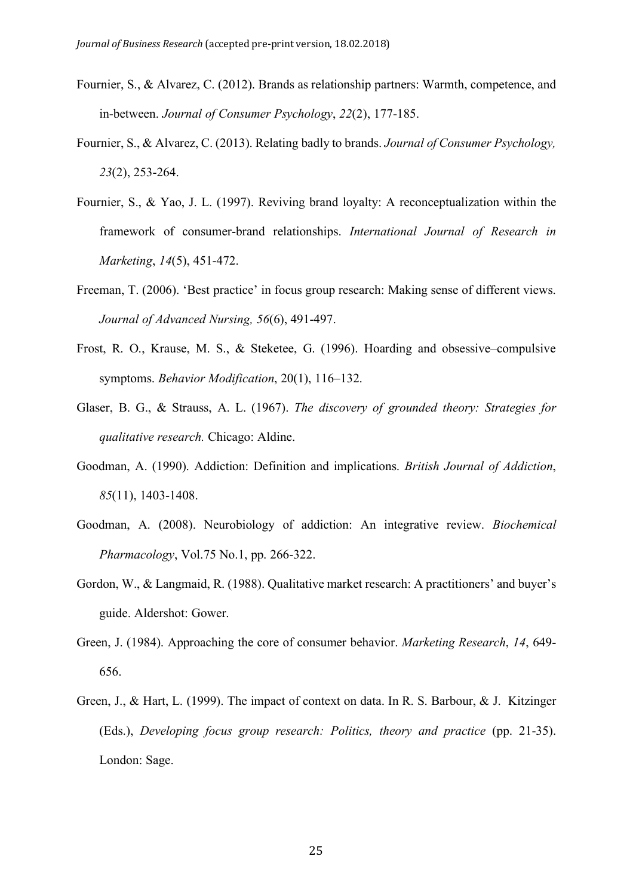Fournier, S., & Alvarez, C. (2012). Brands as relationship partners: Warmth, competence, and in-between. *Journal of Consumer Psychology*, *22*(2), 177-185.

Fournier, S., & Alvarez, C. (2013). Relating badly to brands. *Journal of Consumer Psychology, 23*(2), 253-264.

Fournier, S., & Yao, J. L. (1997). Reviving brand loyalty: A reconceptualization within the framework of consumer-brand relationships. *International Journal of Research in Marketing*, *14*(5), 451-472.

Freeman, T. (2006). 'Best practice' in focus group research: Making sense of different views. *Journal of Advanced Nursing, 56*(6), 491-497.

Frost, R. O., Krause, M. S., & Steketee, G. (1996). Hoarding and obsessive–compulsive symptoms. *Behavior Modification*, 20(1), 116–132.

Glaser, B. G., & Strauss, A. L. (1967). *The discovery of grounded theory: Strategies for qualitative research.* Chicago: Aldine.

Goodman, A. (1990). Addiction: Definition and implications. *British Journal of Addiction*, *85*(11), 1403-1408.

Goodman, A. (2008). Neurobiology of addiction: An integrative review. *Biochemical Pharmacology*, Vol.75 No.1, pp. 266-322.

Gordon, W., & Langmaid, R. (1988). Qualitative market research: A practitioners' and buyer's guide. Aldershot: Gower.

Green, J. (1984). Approaching the core of consumer behavior. *Marketing Research*, *14*, 649-656.

Green, J., & Hart, L. (1999). The impact of context on data. In R. S. Barbour, & J. Kitzinger (Eds.), *Developing focus group research: Politics, theory and practice* (pp. 21-35). London: Sage.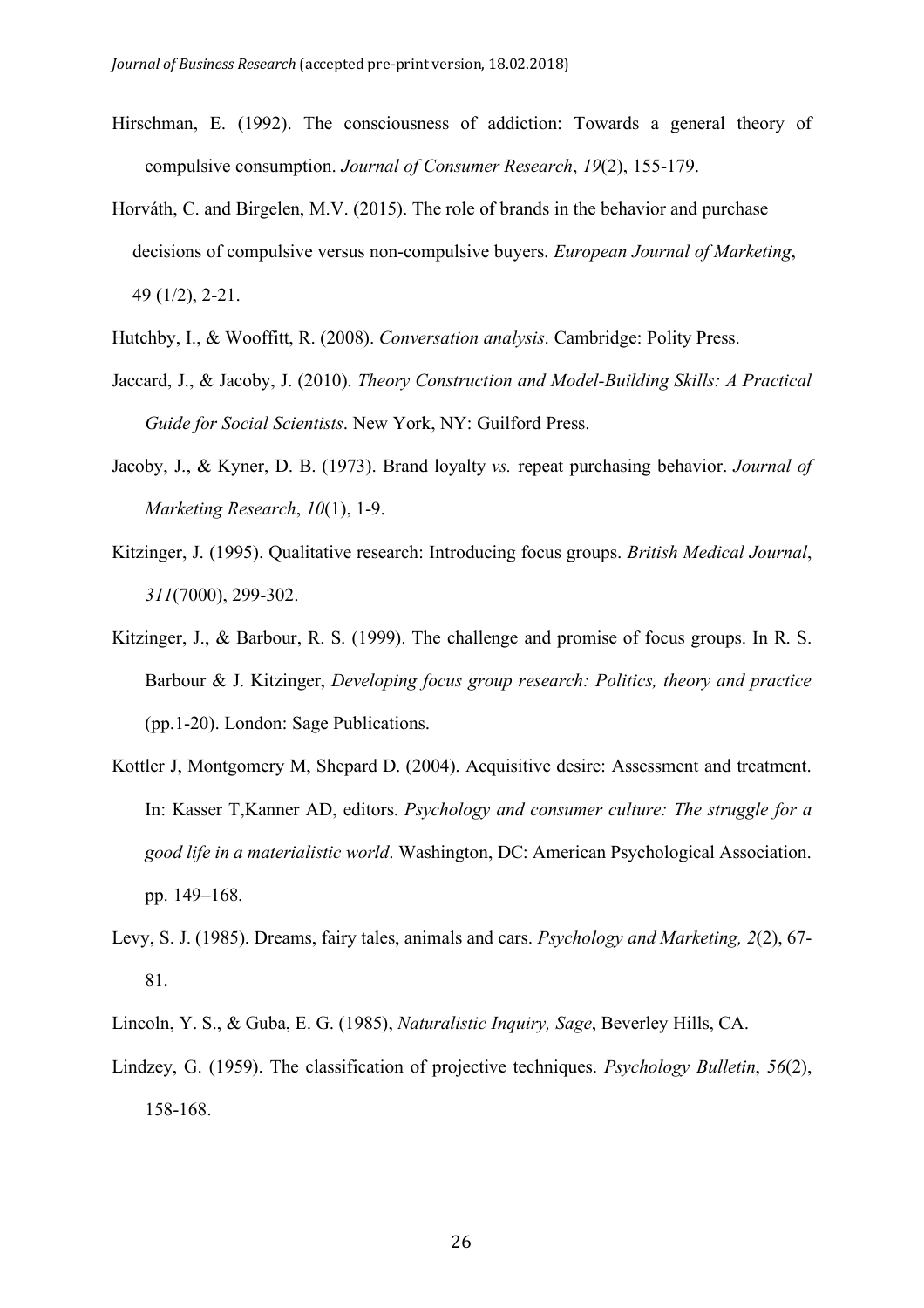Hirschman, E. (1992). The consciousness of addiction: Towards a general theory of compulsive consumption. *Journal of Consumer Research*, *19*(2), 155-179.

Horváth, C. and Birgelen, M.V. (2015). The role of brands in the behavior and purchase decisions of compulsive versus non-compulsive buyers. *European Journal of Marketing*, 49 (1/2), 2-21.

Hutchby, I., & Wooffitt, R. (2008). *Conversation analysis*. Cambridge: Polity Press.

Jaccard, J., & Jacoby, J. (2010). *Theory Construction and Model-Building Skills: A Practical Guide for Social Scientists*. New York, NY: Guilford Press.

Jacoby, J., & Kyner, D. B. (1973). Brand loyalty *vs.* repeat purchasing behavior. *Journal of Marketing Research*, *10*(1), 1-9.

Kitzinger, J. (1995). Qualitative research: Introducing focus groups. *British Medical Journal*, *311*(7000), 299-302.

Kitzinger, J., & Barbour, R. S. (1999). The challenge and promise of focus groups. In R. S. Barbour & J. Kitzinger, *Developing focus group research: Politics, theory and practice* (pp.1-20). London: Sage Publications.

Kottler J, Montgomery M, Shepard D. (2004). Acquisitive desire: Assessment and treatment. In: Kasser T,Kanner AD, editors. *Psychology and consumer culture: The struggle for a good life in a materialistic world*. Washington, DC: American Psychological Association. pp. 149–168.

Levy, S. J. (1985). Dreams, fairy tales, animals and cars. *Psychology and Marketing, 2*(2), 67-81.

Lincoln, Y. S., & Guba, E. G. (1985), *Naturalistic Inquiry, Sage*, Beverley Hills, CA.

Lindzey, G. (1959). The classification of projective techniques. *Psychology Bulletin*, *56*(2), 158-168.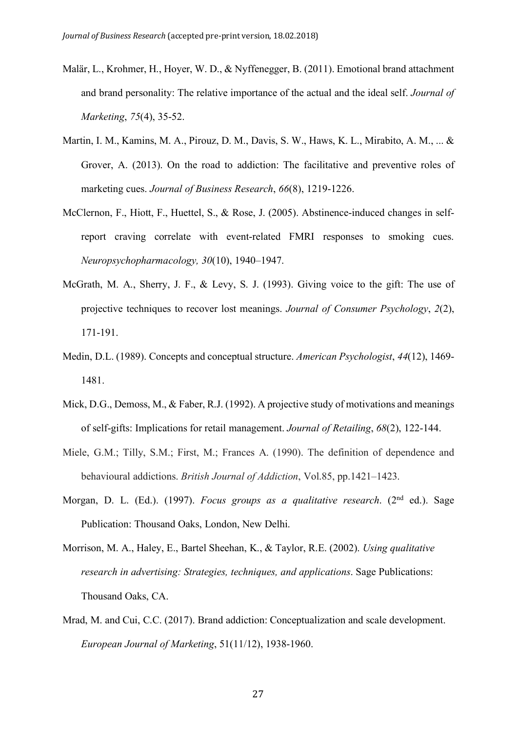Malär, L., Krohmer, H., Hoyer, W. D., & Nyffenegger, B. (2011). Emotional brand attachment and brand personality: The relative importance of the actual and the ideal self. *Journal of Marketing*, *75*(4), 35-52.

Martin, I. M., Kamins, M. A., Pirouz, D. M., Davis, S. W., Haws, K. L., Mirabito, A. M., ... & Grover, A. (2013). On the road to addiction: The facilitative and preventive roles of marketing cues. *Journal of Business Research*, *66*(8), 1219-1226.

McClernon, F., Hiott, F., Huettel, S., & Rose, J. (2005). Abstinence-induced changes in self-report craving correlate with event-related FMRI responses to smoking cues. *Neuropsychopharmacology, 30*(10), 1940–1947.

McGrath, M. A., Sherry, J. F., & Levy, S. J. (1993). Giving voice to the gift: The use of projective techniques to recover lost meanings. *Journal of Consumer Psychology*, *2*(2), 171-191.

Medin, D.L. (1989). Concepts and conceptual structure. *American Psychologist*, *44*(12), 1469-1481.

Mick, D.G., Demoss, M., & Faber, R.J. (1992). A projective study of motivations and meanings of self-gifts: Implications for retail management. *Journal of Retailing*, *68*(2), 122-144.

Miele, G.M.; Tilly, S.M.; First, M.; Frances A. (1990). The definition of dependence and behavioural addictions. *British Journal of Addiction*, Vol.85, pp.1421–1423.

Morgan, D. L. (Ed.). (1997). *Focus groups as a qualitative research*. (2nd ed.). Sage Publication: Thousand Oaks, London, New Delhi.

Morrison, M. A., Haley, E., Bartel Sheehan, K., & Taylor, R.E. (2002). *Using qualitative research in advertising: Strategies, techniques, and applications*. Sage Publications: Thousand Oaks, CA.

Mrad, M. and Cui, C.C. (2017). Brand addiction: Conceptualization and scale development. *European Journal of Marketing*, 51(11/12), 1938-1960.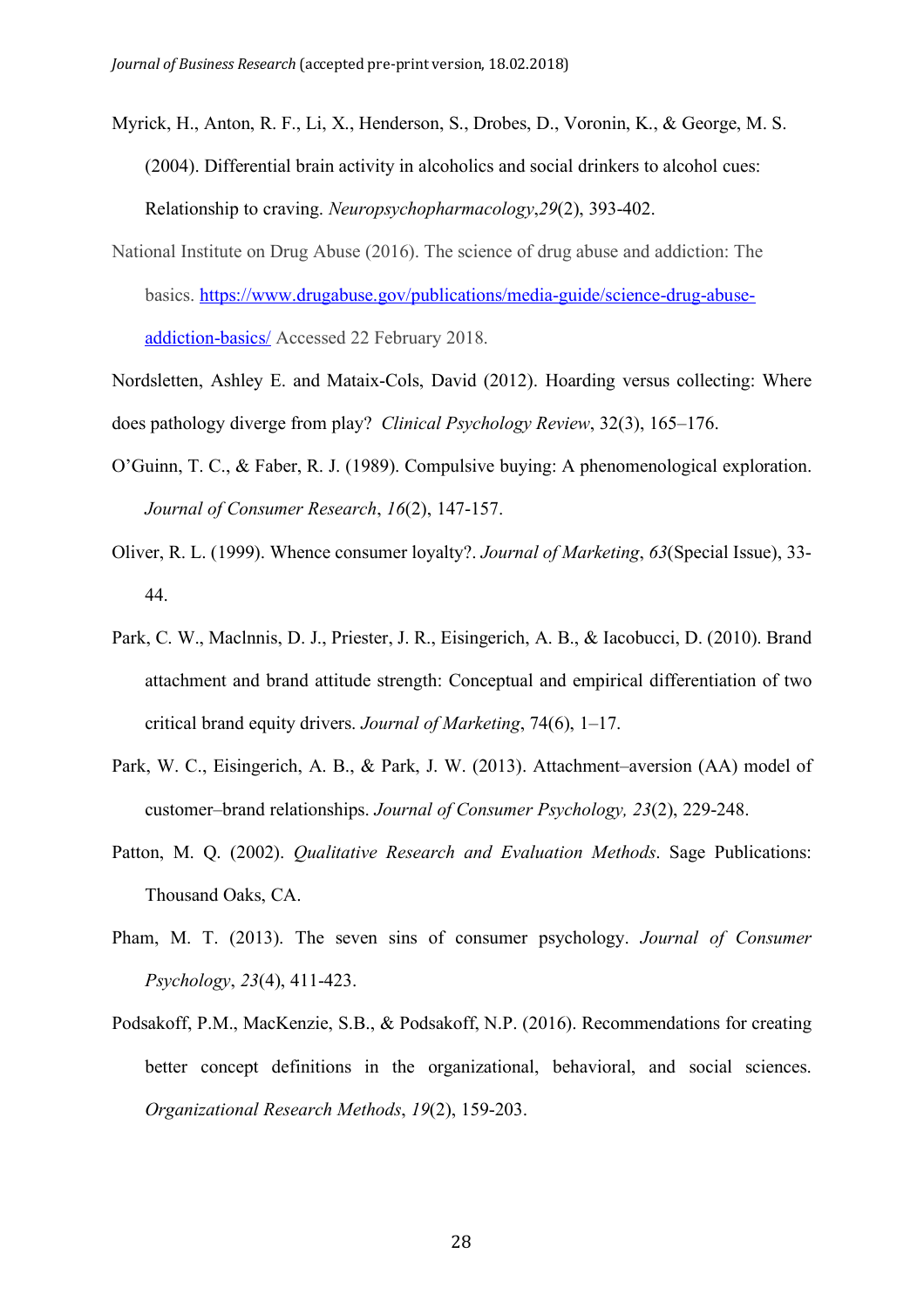Myrick, H., Anton, R. F., Li, X., Henderson, S., Drobes, D., Voronin, K., & George, M. S. (2004). Differential brain activity in alcoholics and social drinkers to alcohol cues: Relationship to craving. *Neuropsychopharmacology*,*29*(2), 393-402.

National Institute on Drug Abuse (2016). The science of drug abuse and addiction: The basics. https://www.drugabuse.gov/publications/media-guide/science-drug-abuse-addiction-basics/ Accessed 22 February 2018.

Nordsletten, Ashley E. and Mataix-Cols, David (2012). Hoarding versus collecting: Where does pathology diverge from play? *Clinical Psychology Review*, 32(3), 165–176.

O'Guinn, T. C., & Faber, R. J. (1989). Compulsive buying: A phenomenological exploration. *Journal of Consumer Research*, *16*(2), 147-157.

Oliver, R. L. (1999). Whence consumer loyalty?. *Journal of Marketing*, *63*(Special Issue), 33-44.

Park, C. W., Maclnnis, D. J., Priester, J. R., Eisingerich, A. B., & Iacobucci, D. (2010). Brand attachment and brand attitude strength: Conceptual and empirical differentiation of two critical brand equity drivers. *Journal of Marketing*, 74(6), 1–17.

Park, W. C., Eisingerich, A. B., & Park, J. W. (2013). Attachment–aversion (AA) model of customer–brand relationships. *Journal of Consumer Psychology, 23*(2), 229-248.

Patton, M. Q. (2002). *Qualitative Research and Evaluation Methods*. Sage Publications: Thousand Oaks, CA.

Pham, M. T. (2013). The seven sins of consumer psychology. *Journal of Consumer Psychology*, *23*(4), 411-423.

Podsakoff, P.M., MacKenzie, S.B., & Podsakoff, N.P. (2016). Recommendations for creating better concept definitions in the organizational, behavioral, and social sciences. *Organizational Research Methods*, *19*(2), 159-203.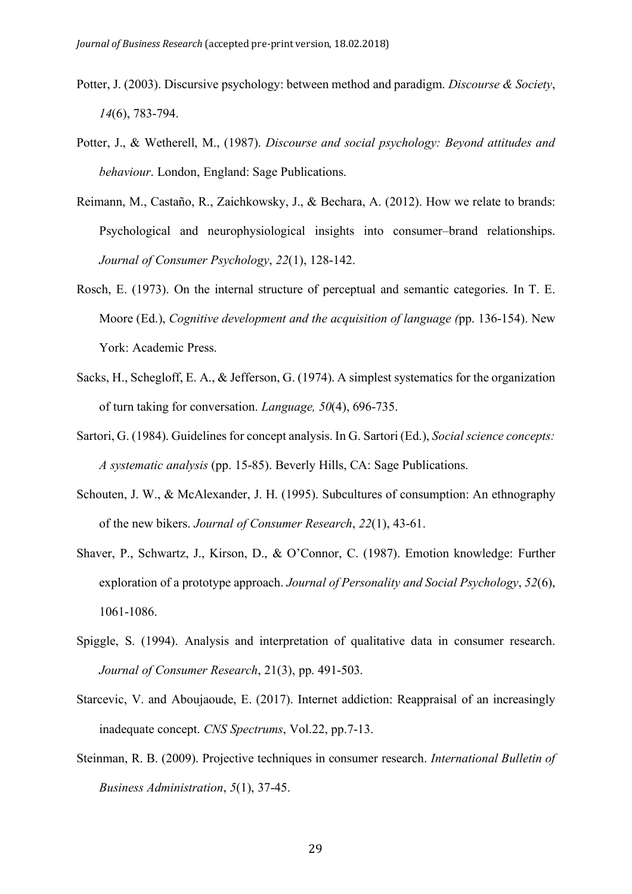Potter, J. (2003). Discursive psychology: between method and paradigm. *Discourse & Society*, *14*(6), 783-794.

Potter, J., & Wetherell, M., (1987). *Discourse and social psychology: Beyond attitudes and behaviour*. London, England: Sage Publications.

Reimann, M., Castaño, R., Zaichkowsky, J., & Bechara, A. (2012). How we relate to brands: Psychological and neurophysiological insights into consumer–brand relationships. *Journal of Consumer Psychology*, *22*(1), 128-142.

Rosch, E. (1973). On the internal structure of perceptual and semantic categories. In T. E. Moore (Ed.), *Cognitive development and the acquisition of language (*pp. 136-154). New York: Academic Press.

Sacks, H., Schegloff, E. A., & Jefferson, G. (1974). A simplest systematics for the organization of turn taking for conversation. *Language, 50*(4), 696-735.

Sartori, G. (1984). Guidelines for concept analysis. In G. Sartori (Ed.), *Social science concepts: A systematic analysis* (pp. 15-85). Beverly Hills, CA: Sage Publications.

Schouten, J. W., & McAlexander, J. H. (1995). Subcultures of consumption: An ethnography of the new bikers. *Journal of Consumer Research*, *22*(1), 43-61.

Shaver, P., Schwartz, J., Kirson, D., & O'Connor, C. (1987). Emotion knowledge: Further exploration of a prototype approach. *Journal of Personality and Social Psychology*, *52*(6), 1061-1086.

Spiggle, S. (1994). Analysis and interpretation of qualitative data in consumer research. *Journal of Consumer Research*, 21(3), pp. 491-503.

Starcevic, V. and Aboujaoude, E. (2017). Internet addiction: Reappraisal of an increasingly inadequate concept. *CNS Spectrums*, Vol.22, pp.7-13.

Steinman, R. B. (2009). Projective techniques in consumer research. *International Bulletin of Business Administration*, *5*(1), 37-45.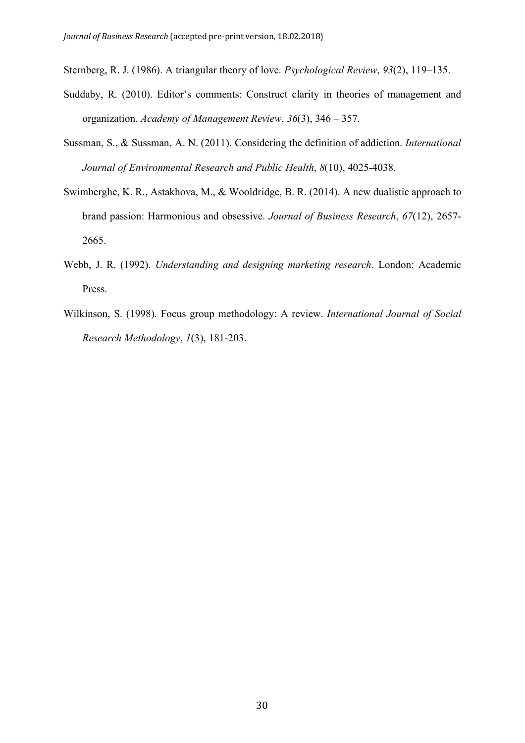Sternberg, R. J. (1986). A triangular theory of love. *Psychological Review*, *93*(2), 119–135.

Suddaby, R. (2010). Editor's comments: Construct clarity in theories of management and organization. *Academy of Management Review*, *36*(3), 346 – 357.

Sussman, S., & Sussman, A. N. (2011). Considering the definition of addiction. *International Journal of Environmental Research and Public Health*, *8*(10), 4025-4038.

Swimberghe, K. R., Astakhova, M., & Wooldridge, B. R. (2014). A new dualistic approach to brand passion: Harmonious and obsessive. *Journal of Business Research*, *67*(12), 2657-2665.

Webb, J. R. (1992). *Understanding and designing marketing research*. London: Academic Press.

Wilkinson, S. (1998). Focus group methodology: A review. *International Journal of Social Research Methodology*, *1*(3), 181-203.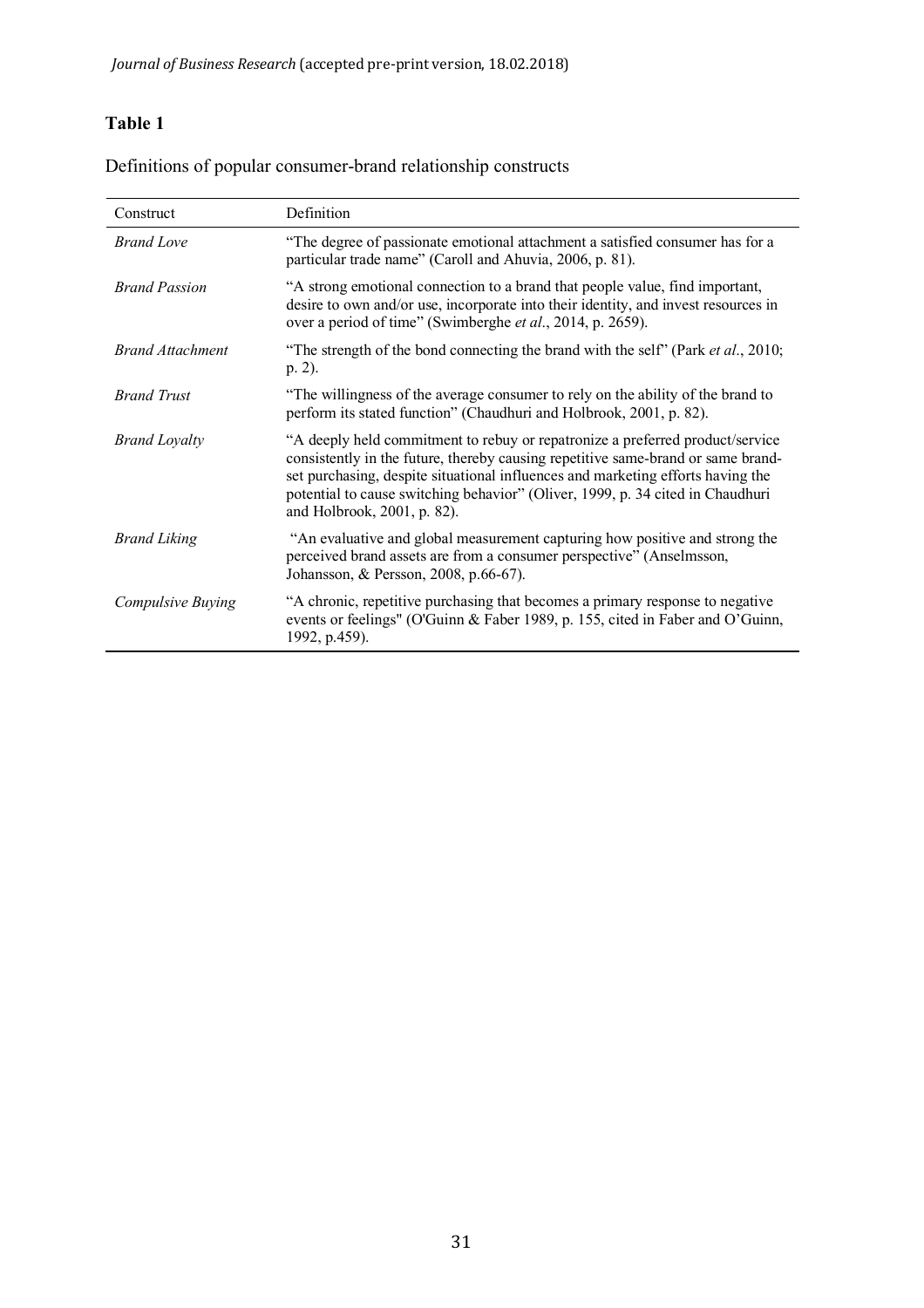**Table 1**

Definitions of popular consumer-brand relationship constructs

| Construct | Definition |
| --- | --- |
| *Brand Love* | "The degree of passionate emotional attachment a satisfied consumer has for a particular trade name" (Caroll and Ahuvia, 2006, p. 81). |
| *Brand Passion* | "A strong emotional connection to a brand that people value, find important, desire to own and/or use, incorporate into their identity, and invest resources in over a period of time" (Swimberghe *et al.*, 2014, p. 2659). |
| *Brand Attachment* | "The strength of the bond connecting the brand with the self" (Park *et al.*, 2010; p. 2). |
| *Brand Trust* | "The willingness of the average consumer to rely on the ability of the brand to perform its stated function" (Chaudhuri and Holbrook, 2001, p. 82). |
| *Brand Loyalty* | "A deeply held commitment to rebuy or repatronize a preferred product/service consistently in the future, thereby causing repetitive same-brand or same brand-set purchasing, despite situational influences and marketing efforts having the potential to cause switching behavior" (Oliver, 1999, p. 34 cited in Chaudhuri and Holbrook, 2001, p. 82). |
| *Brand Liking* | "An evaluative and global measurement capturing how positive and strong the perceived brand assets are from a consumer perspective" (Anselmsson, Johansson, & Persson, 2008, p.66-67). |
| *Compulsive Buying* | "A chronic, repetitive purchasing that becomes a primary response to negative events or feelings" (O'Guinn & Faber 1989, p. 155, cited in Faber and O'Guinn, 1992, p.459). |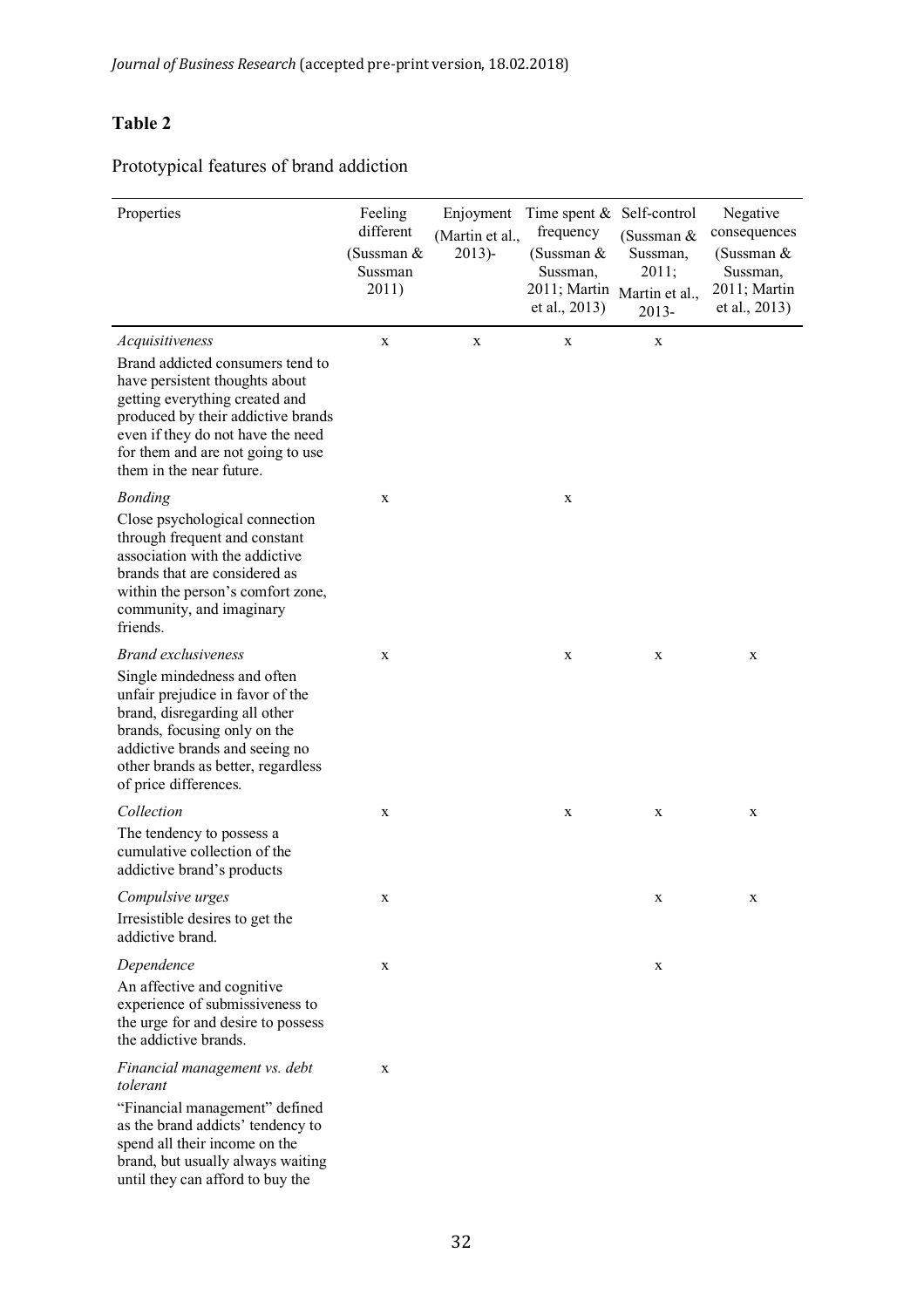## Table 2

Prototypical features of brand addiction

| Properties | Feeling different (Sussman & Sussman 2011) | Enjoyment (Martin et al., 2013)- | Time spent & frequency (Sussman & Sussman, 2011; Martin et al., 2013) | Self-control (Sussman & Sussman, 2011; Martin et al., 2013- | Negative consequences (Sussman & Sussman, 2011; Martin et al., 2013) |
|---|---|---|---|---|---|
| *Acquisitiveness*<br>Brand addicted consumers tend to have persistent thoughts about getting everything created and produced by their addictive brands even if they do not have the need for them and are not going to use them in the near future. | x | x | x | x | |
| *Bonding*<br>Close psychological connection through frequent and constant association with the addictive brands that are considered as within the person's comfort zone, community, and imaginary friends. | x | | x | | |
| *Brand exclusiveness*<br>Single mindedness and often unfair prejudice in favor of the brand, disregarding all other brands, focusing only on the addictive brands and seeing no other brands as better, regardless of price differences. | x | | x | x | x |
| *Collection*<br>The tendency to possess a cumulative collection of the addictive brand's products | x | | x | x | x |
| *Compulsive urges*<br>Irresistible desires to get the addictive brand. | x | | | x | x |
| *Dependence*<br>An affective and cognitive experience of submissiveness to the urge for and desire to possess the addictive brands. | x | | | x | |
| *Financial management vs. debt tolerant*<br>"Financial management" defined as the brand addicts' tendency to spend all their income on the brand, but usually always waiting until they can afford to buy the | x | | | | |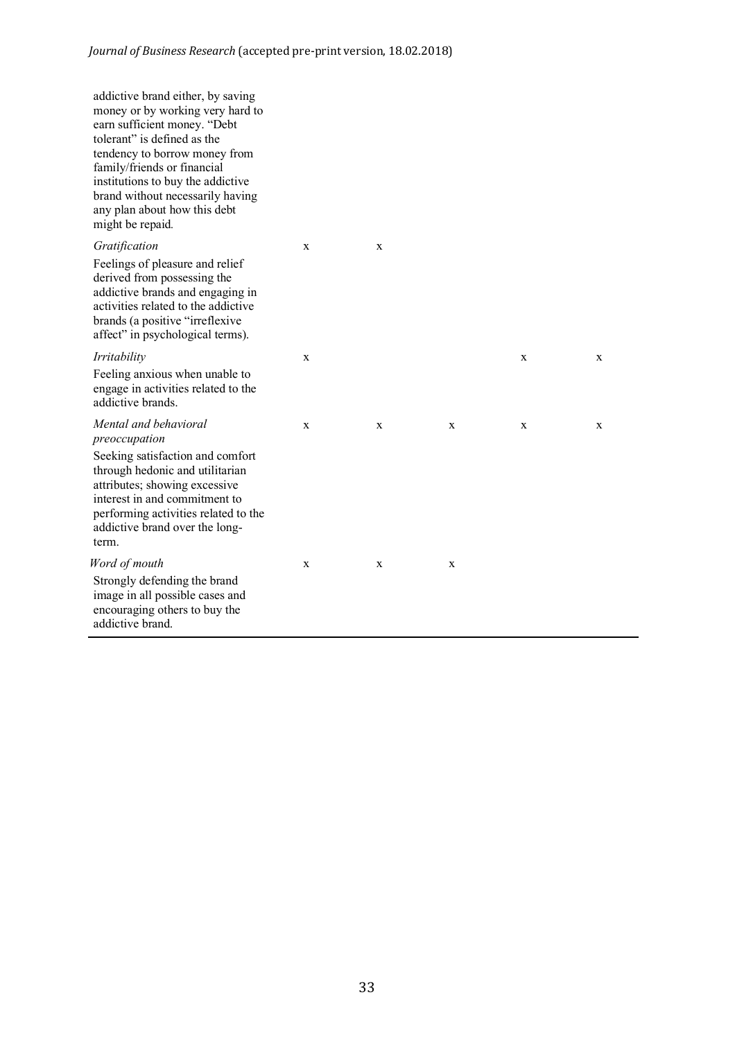| | | | | | |
|---|---|---|---|---|---|
| addictive brand either, by saving money or by working very hard to earn sufficient money. "Debt tolerant" is defined as the tendency to borrow money from family/friends or financial institutions to buy the addictive brand without necessarily having any plan about how this debt might be repaid. | | | | | |
| *Gratification*<br>Feelings of pleasure and relief derived from possessing the addictive brands and engaging in activities related to the addictive brands (a positive "irreflexive affect" in psychological terms). | x | x | | | |
| *Irritability*<br>Feeling anxious when unable to engage in activities related to the addictive brands. | x | | | x | x |
| *Mental and behavioral preoccupation*<br>Seeking satisfaction and comfort through hedonic and utilitarian attributes; showing excessive interest in and commitment to performing activities related to the addictive brand over the long-term. | x | x | x | x | x |
| *Word of mouth*<br>Strongly defending the brand image in all possible cases and encouraging others to buy the addictive brand. | x | x | x | | |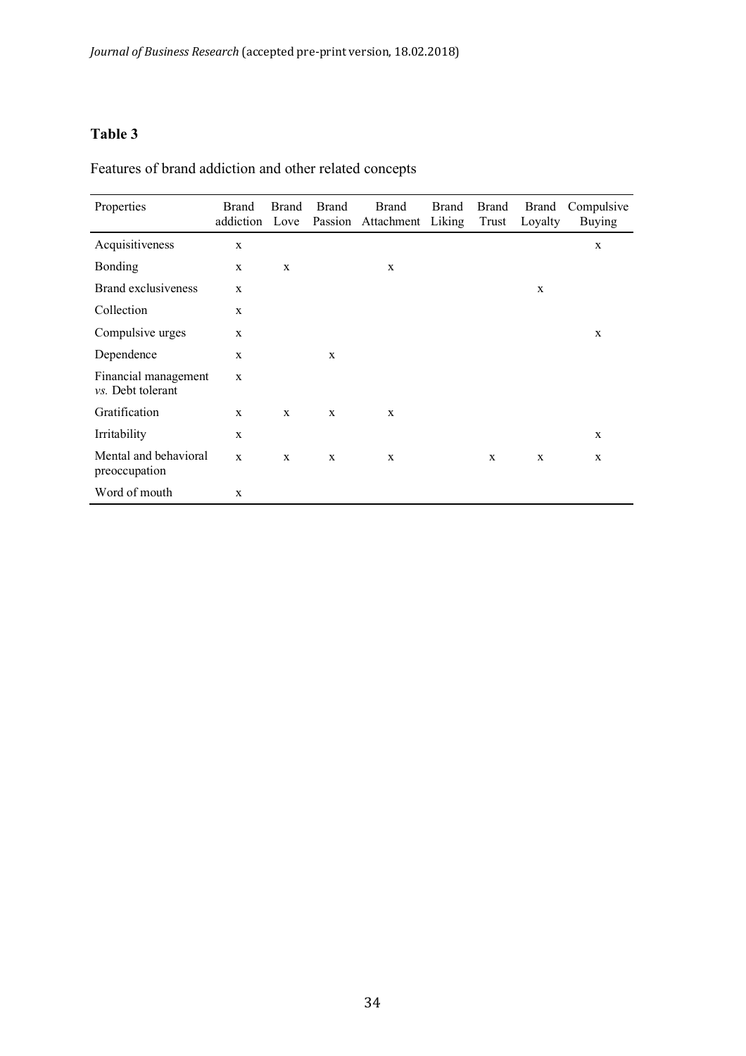**Table 3**

Features of brand addiction and other related concepts

| Properties | Brand addiction | Brand Love | Brand Passion | Brand Attachment | Brand Liking | Brand Trust | Brand Loyalty | Compulsive Buying |
|---|---|---|---|---|---|---|---|---|
| Acquisitiveness | x | | | | | | | x |
| Bonding | x | x | | x | | | | |
| Brand exclusiveness | x | | | | | | x | |
| Collection | x | | | | | | | |
| Compulsive urges | x | | | | | | | x |
| Dependence | x | | x | | | | | |
| Financial management *vs.* Debt tolerant | x | | | | | | | |
| Gratification | x | x | x | x | | | | |
| Irritability | x | | | | | | | x |
| Mental and behavioral preoccupation | x | x | x | x | | x | x | x |
| Word of mouth | x | | | | | | | |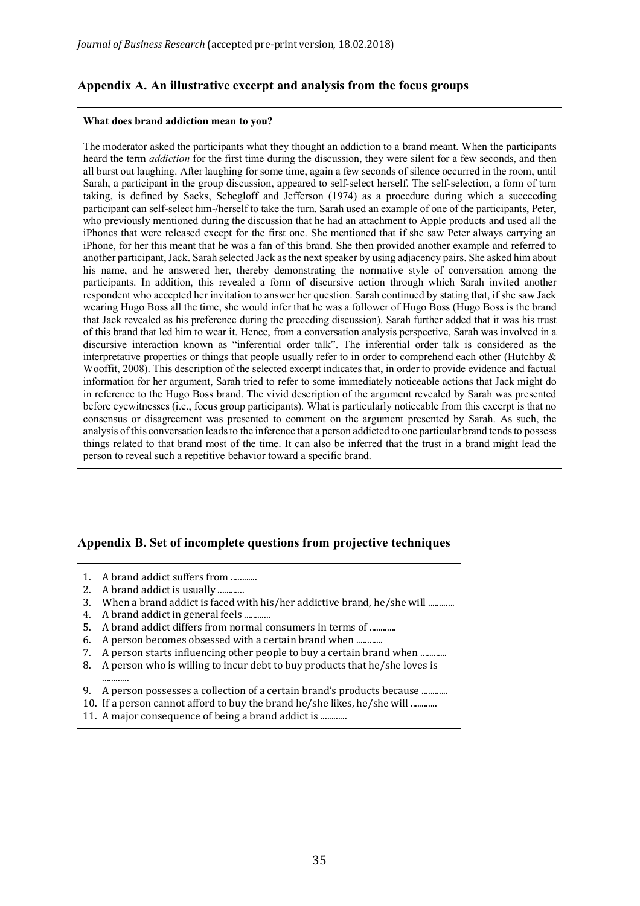## Appendix A. An illustrative excerpt and analysis from the focus groups

**What does brand addiction mean to you?**

The moderator asked the participants what they thought an addiction to a brand meant. When the participants heard the term *addiction* for the first time during the discussion, they were silent for a few seconds, and then all burst out laughing. After laughing for some time, again a few seconds of silence occurred in the room, until Sarah, a participant in the group discussion, appeared to self-select herself. The self-selection, a form of turn taking, is defined by Sacks, Schegloff and Jefferson (1974) as a procedure during which a succeeding participant can self-select him-/herself to take the turn. Sarah used an example of one of the participants, Peter, who previously mentioned during the discussion that he had an attachment to Apple products and used all the iPhones that were released except for the first one. She mentioned that if she saw Peter always carrying an iPhone, for her this meant that he was a fan of this brand. She then provided another example and referred to another participant, Jack. Sarah selected Jack as the next speaker by using adjacency pairs. She asked him about his name, and he answered her, thereby demonstrating the normative style of conversation among the participants. In addition, this revealed a form of discursive action through which Sarah invited another respondent who accepted her invitation to answer her question. Sarah continued by stating that, if she saw Jack wearing Hugo Boss all the time, she would infer that he was a follower of Hugo Boss (Hugo Boss is the brand that Jack revealed as his preference during the preceding discussion). Sarah further added that it was his trust of this brand that led him to wear it. Hence, from a conversation analysis perspective, Sarah was involved in a discursive interaction known as "inferential order talk". The inferential order talk is considered as the interpretative properties or things that people usually refer to in order to comprehend each other (Hutchby & Wooffit, 2008). This description of the selected excerpt indicates that, in order to provide evidence and factual information for her argument, Sarah tried to refer to some immediately noticeable actions that Jack might do in reference to the Hugo Boss brand. The vivid description of the argument revealed by Sarah was presented before eyewitnesses (i.e., focus group participants). What is particularly noticeable from this excerpt is that no consensus or disagreement was presented to comment on the argument presented by Sarah. As such, the analysis of this conversation leads to the inference that a person addicted to one particular brand tends to possess things related to that brand most of the time. It can also be inferred that the trust in a brand might lead the person to reveal such a repetitive behavior toward a specific brand.

## Appendix B. Set of incomplete questions from projective techniques

1. A brand addict suffers from ............
2. A brand addict is usually ............
3. When a brand addict is faced with his/her addictive brand, he/she will ............
4. A brand addict in general feels ............
5. A brand addict differs from normal consumers in terms of ............
6. A person becomes obsessed with a certain brand when ............
7. A person starts influencing other people to buy a certain brand when ............
8. A person who is willing to incur debt to buy products that he/she loves is ............
9. A person possesses a collection of a certain brand's products because ............
10. If a person cannot afford to buy the brand he/she likes, he/she will ............
11. A major consequence of being a brand addict is ............